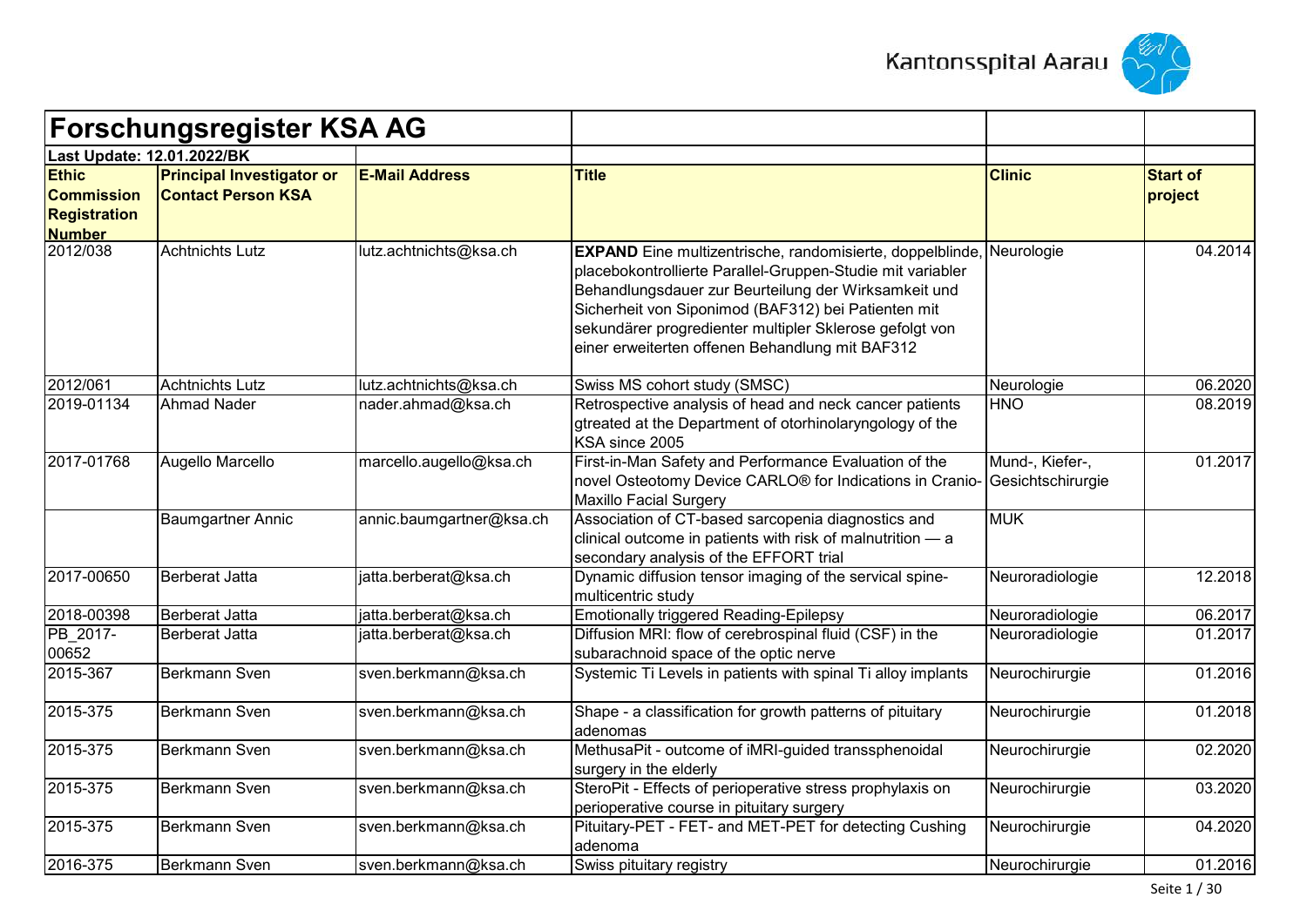# Forschungsregister KSA AG

**Last Update: 12.01.2022/BK**

| Ethic Commission Registration Number | Principal Investigator or Contact Person KSA | E-Mail Address | Title | Clinic | Start of project |
|---|---|---|---|---|---|
| 2012/038 | Achtnichts Lutz | lutz.achtnichts@ksa.ch | **EXPAND** Eine multizentrische, randomisierte, doppelblinde, placebokontrollierte Parallel-Gruppen-Studie mit variabler Behandlungsdauer zur Beurteilung der Wirksamkeit und Sicherheit von Siponimod (BAF312) bei Patienten mit sekundärer progredienter multipler Sklerose gefolgt von einer erweiterten offenen Behandlung mit BAF312 | Neurologie | 04.2014 |
| 2012/061 | Achtnichts Lutz | lutz.achtnichts@ksa.ch | Swiss MS cohort study (SMSC) | Neurologie | 06.2020 |
| 2019-01134 | Ahmad Nader | nader.ahmad@ksa.ch | Retrospective analysis of head and neck cancer patients gtreated at the Department of otorhinolaryngology of the KSA since 2005 | HNO | 08.2019 |
| 2017-01768 | Augello Marcello | marcello.augello@ksa.ch | First-in-Man Safety and Performance Evaluation of the novel Osteotomy Device CARLO® for Indications in Cranio-Maxillo Facial Surgery | Mund-, Kiefer-, Gesichtschirurgie | 01.2017 |
| | Baumgartner Annic | annic.baumgartner@ksa.ch | Association of CT-based sarcopenia diagnostics and clinical outcome in patients with risk of malnutrition — a secondary analysis of the EFFORT trial | MUK | |
| 2017-00650 | Berberat Jatta | jatta.berberat@ksa.ch | Dynamic diffusion tensor imaging of the servical spine-multicentric study | Neuroradiologie | 12.2018 |
| 2018-00398 | Berberat Jatta | jatta.berberat@ksa.ch | Emotionally triggered Reading-Epilepsy | Neuroradiologie | 06.2017 |
| PB_2017-00652 | Berberat Jatta | jatta.berberat@ksa.ch | Diffusion MRI: flow of cerebrospinal fluid (CSF) in the subarachnoid space of the optic nerve | Neuroradiologie | 01.2017 |
| 2015-367 | Berkmann Sven | sven.berkmann@ksa.ch | Systemic Ti Levels in patients with spinal Ti alloy implants | Neurochirurgie | 01.2016 |
| 2015-375 | Berkmann Sven | sven.berkmann@ksa.ch | Shape - a classification for growth patterns of pituitary adenomas | Neurochirurgie | 01.2018 |
| 2015-375 | Berkmann Sven | sven.berkmann@ksa.ch | MethusaPit - outcome of iMRI-guided transsphenoidal surgery in the elderly | Neurochirurgie | 02.2020 |
| 2015-375 | Berkmann Sven | sven.berkmann@ksa.ch | SteroPit - Effects of perioperative stress prophylaxis on perioperative course in pituitary surgery | Neurochirurgie | 03.2020 |
| 2015-375 | Berkmann Sven | sven.berkmann@ksa.ch | Pituitary-PET - FET- and MET-PET for detecting Cushing adenoma | Neurochirurgie | 04.2020 |
| 2016-375 | Berkmann Sven | sven.berkmann@ksa.ch | Swiss pituitary registry | Neurochirurgie | 01.2016 |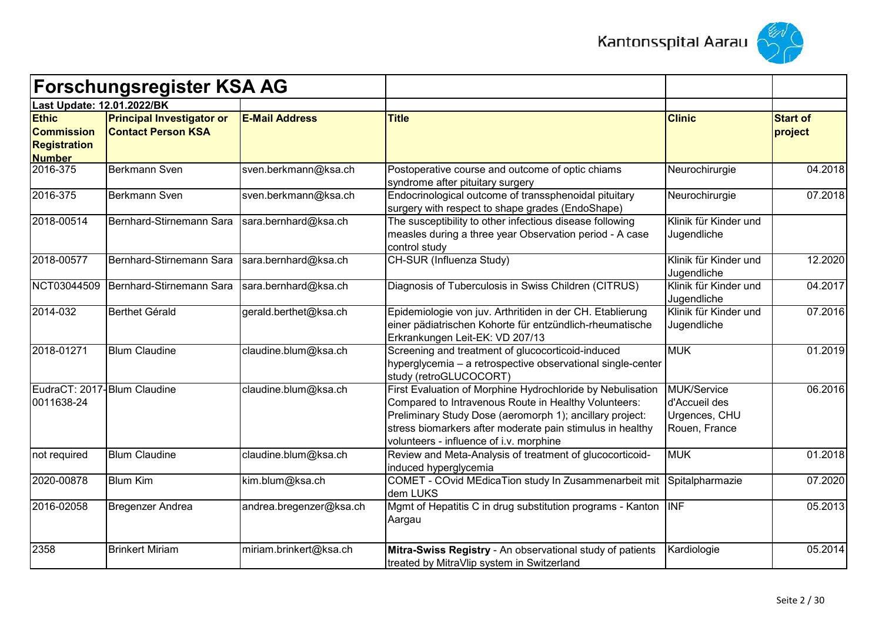# Forschungsregister KSA AG

**Last Update: 12.01.2022/BK**

| **Ethic Commission Registration Number** | **Principal Investigator or Contact Person KSA** | **E-Mail Address** | **Title** | **Clinic** | **Start of project** |
|---|---|---|---|---|---|
| 2016-375 | Berkmann Sven | sven.berkmann@ksa.ch | Postoperative course and outcome of optic chiams syndrome after pituitary surgery | Neurochirurgie | 04.2018 |
| 2016-375 | Berkmann Sven | sven.berkmann@ksa.ch | Endocrinological outcome of transsphenoidal pituitary surgery with respect to shape grades (EndoShape) | Neurochirurgie | 07.2018 |
| 2018-00514 | Bernhard-Stirnemann Sara | sara.bernhard@ksa.ch | The susceptibility to other infectious disease following measles during a three year Observation period - A case control study | Klinik für Kinder und Jugendliche | |
| 2018-00577 | Bernhard-Stirnemann Sara | sara.bernhard@ksa.ch | CH-SUR (Influenza Study) | Klinik für Kinder und Jugendliche | 12.2020 |
| NCT03044509 | Bernhard-Stirnemann Sara | sara.bernhard@ksa.ch | Diagnosis of Tuberculosis in Swiss Children (CITRUS) | Klinik für Kinder und Jugendliche | 04.2017 |
| 2014-032 | Berthet Gérald | gerald.berthet@ksa.ch | Epidemiologie von juv. Arthritiden in der CH. Etablierung einer pädiatrischen Kohorte für entzündlich-rheumatische Erkrankungen Leit-EK: VD 207/13 | Klinik für Kinder und Jugendliche | 07.2016 |
| 2018-01271 | Blum Claudine | claudine.blum@ksa.ch | Screening and treatment of glucocorticoid-induced hyperglycemia – a retrospective observational single-center study (retroGLUCOCORT) | MUK | 01.2019 |
| EudraCT: 2017-0011638-24 | Blum Claudine | claudine.blum@ksa.ch | First Evaluation of Morphine Hydrochloride by Nebulisation Compared to Intravenous Route in Healthy Volunteers: Preliminary Study Dose (aeromorph 1); ancillary project: stress biomarkers after moderate pain stimulus in healthy volunteers - influence of i.v. morphine | MUK/Service d'Accueil des Urgences, CHU Rouen, France | 06.2016 |
| not required | Blum Claudine | claudine.blum@ksa.ch | Review and Meta-Analysis of treatment of glucocorticoid-induced hyperglycemia | MUK | 01.2018 |
| 2020-00878 | Blum Kim | kim.blum@ksa.ch | COMET - COvid MEdicaTion study In Zusammenarbeit mit dem LUKS | Spitalpharmazie | 07.2020 |
| 2016-02058 | Bregenzer Andrea | andrea.bregenzer@ksa.ch | Mgmt of Hepatitis C in drug substitution programs - Kanton Aargau | INF | 05.2013 |
| 2358 | Brinkert Miriam | miriam.brinkert@ksa.ch | **Mitra-Swiss Registry** - An observational study of patients treated by MitraVlip system in Switzerland | Kardiologie | 05.2014 |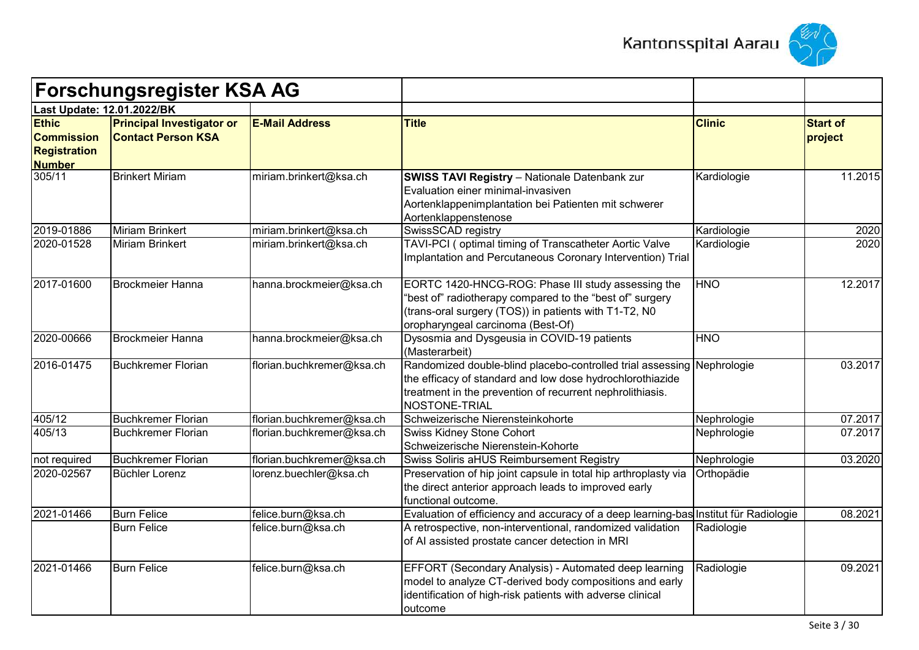# Forschungsregister KSA AG

**Last Update: 12.01.2022/BK**

| Ethic Commission Registration Number | Principal Investigator or Contact Person KSA | E-Mail Address | Title | Clinic | Start of project |
|---|---|---|---|---|---|
| 305/11 | Brinkert Miriam | miriam.brinkert@ksa.ch | **SWISS TAVI Registry** – Nationale Datenbank zur Evaluation einer minimal-invasiven Aortenklappenimplantation bei Patienten mit schwerer Aortenklappenstenose | Kardiologie | 11.2015 |
| 2019-01886 | Miriam Brinkert | miriam.brinkert@ksa.ch | SwissSCAD registry | Kardiologie | 2020 |
| 2020-01528 | Miriam Brinkert | miriam.brinkert@ksa.ch | TAVI-PCI ( optimal timing of Transcatheter Aortic Valve Implantation and Percutaneous Coronary Intervention) Trial | Kardiologie | 2020 |
| 2017-01600 | Brockmeier Hanna | hanna.brockmeier@ksa.ch | EORTC 1420-HNCG-ROG: Phase III study assessing the "best of" radiotherapy compared to the "best of" surgery (trans-oral surgery (TOS)) in patients with T1-T2, N0 oropharyngeal carcinoma (Best-Of) | HNO | 12.2017 |
| 2020-00666 | Brockmeier Hanna | hanna.brockmeier@ksa.ch | Dysosmia and Dysgeusia in COVID-19 patients (Masterarbeit) | HNO | |
| 2016-01475 | Buchkremer Florian | florian.buchkremer@ksa.ch | Randomized double-blind placebo-controlled trial assessing the efficacy of standard and low dose hydrochlorothiazide treatment in the prevention of recurrent nephrolithiasis. NOSTONE-TRIAL | Nephrologie | 03.2017 |
| 405/12 | Buchkremer Florian | florian.buchkremer@ksa.ch | Schweizerische Nierensteinkohorte | Nephrologie | 07.2017 |
| 405/13 | Buchkremer Florian | florian.buchkremer@ksa.ch | Swiss Kidney Stone Cohort Schweizerische Nierenstein-Kohorte | Nephrologie | 07.2017 |
| not required | Buchkremer Florian | florian.buchkremer@ksa.ch | Swiss Soliris aHUS Reimbursement Registry | Nephrologie | 03.2020 |
| 2020-02567 | Büchler Lorenz | lorenz.buechler@ksa.ch | Preservation of hip joint capsule in total hip arthroplasty via the direct anterior approach leads to improved early functional outcome. | Orthopädie | |
| 2021-01466 | Burn Felice | felice.burn@ksa.ch | Evaluation of efficiency and accuracy of a deep learning-bas | Institut für Radiologie | 08.2021 |
| | Burn Felice | felice.burn@ksa.ch | A retrospective, non-interventional, randomized validation of AI assisted prostate cancer detection in MRI | Radiologie | |
| 2021-01466 | Burn Felice | felice.burn@ksa.ch | EFFORT (Secondary Analysis) - Automated deep learning model to analyze CT-derived body compositions and early identification of high-risk patients with adverse clinical outcome | Radiologie | 09.2021 |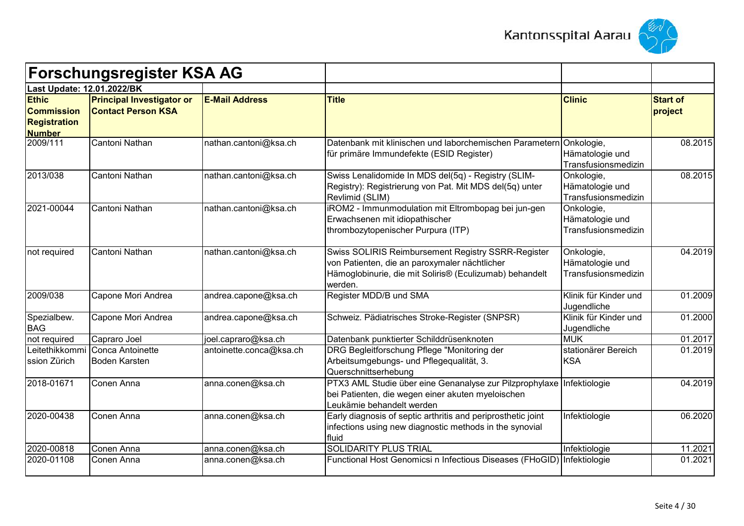# Forschungsregister KSA AG

**Last Update: 12.01.2022/BK**

| Ethic Commission Registration Number | Principal Investigator or Contact Person KSA | E-Mail Address | Title | Clinic | Start of project |
|---|---|---|---|---|---|
| 2009/111 | Cantoni Nathan | nathan.cantoni@ksa.ch | Datenbank mit klinischen und laborchemischen Parametern für primäre Immundefekte (ESID Register) | Onkologie, Hämatologie und Transfusionsmedizin | 08.2015 |
| 2013/038 | Cantoni Nathan | nathan.cantoni@ksa.ch | Swiss Lenalidomide In MDS del(5q) - Registry (SLIM-Registry): Registrierung von Pat. Mit MDS del(5q) unter Revlimid (SLIM) | Onkologie, Hämatologie und Transfusionsmedizin | 08.2015 |
| 2021-00044 | Cantoni Nathan | nathan.cantoni@ksa.ch | iROM2 - Immunmodulation mit Eltrombopag bei jun-gen Erwachsenen mit idiopathischer thrombozytopenischer Purpura (ITP) | Onkologie, Hämatologie und Transfusionsmedizin | |
| not required | Cantoni Nathan | nathan.cantoni@ksa.ch | Swiss SOLIRIS Reimbursement Registry SSRR-Register von Patienten, die an paroxymaler nächtlicher Hämoglobinurie, die mit Soliris® (Eculizumab) behandelt werden. | Onkologie, Hämatologie und Transfusionsmedizin | 04.2019 |
| 2009/038 | Capone Mori Andrea | andrea.capone@ksa.ch | Register MDD/B und SMA | Klinik für Kinder und Jugendliche | 01.2009 |
| Spezialbew. BAG | Capone Mori Andrea | andrea.capone@ksa.ch | Schweiz. Pädiatrisches Stroke-Register (SNPSR) | Klinik für Kinder und Jugendliche | 01.2000 |
| not required | Capraro Joel | joel.capraro@ksa.ch | Datenbank punktierter Schilddrüsenknoten | MUK | 01.2017 |
| Leitethikkommission Zürich | Conca Antoinette<br>Boden Karsten | antoinette.conca@ksa.ch | DRG Begleitforschung Pflege "Monitoring der Arbeitsumgebungs- und Pflegequalität, 3. Querschnittserhebung | stationärer Bereich KSA | 01.2019 |
| 2018-01671 | Conen Anna | anna.conen@ksa.ch | PTX3 AML Studie über eine Genanalyse zur Pilzprophylaxe bei Patienten, die wegen einer akuten myeloischen Leukämie behandelt werden | Infektiologie | 04.2019 |
| 2020-00438 | Conen Anna | anna.conen@ksa.ch | Early diagnosis of septic arthritis and periprosthetic joint infections using new diagnostic methods in the synovial fluid | Infektiologie | 06.2020 |
| 2020-00818 | Conen Anna | anna.conen@ksa.ch | SOLIDARITY PLUS TRIAL | Infektiologie | 11.2021 |
| 2020-01108 | Conen Anna | anna.conen@ksa.ch | Functional Host Genomicsi n Infectious Diseases (FHoGID) | Infektiologie | 01.2021 |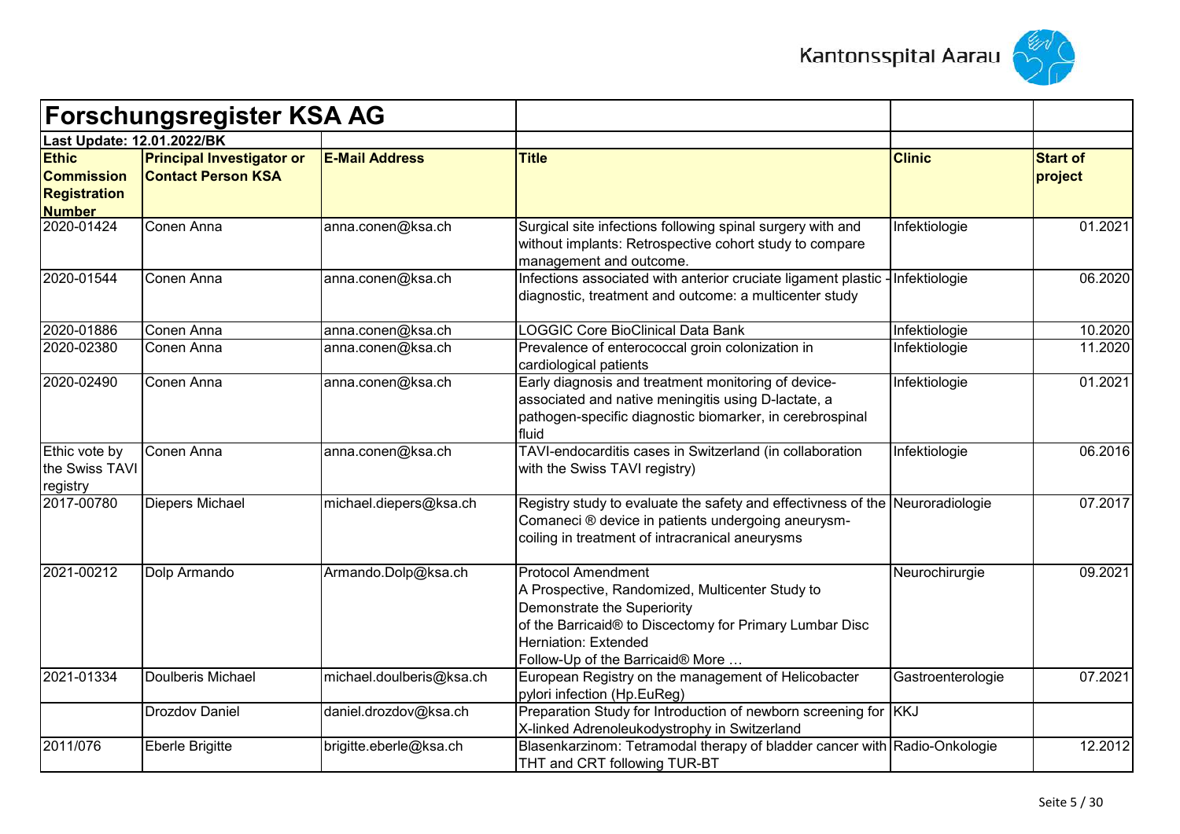# Forschungsregister KSA AG

**Last Update: 12.01.2022/BK**

| Ethic Commission Registration Number | Principal Investigator or Contact Person KSA | E-Mail Address | Title | Clinic | Start of project |
|---|---|---|---|---|---|
| 2020-01424 | Conen Anna | anna.conen@ksa.ch | Surgical site infections following spinal surgery with and without implants: Retrospective cohort study to compare management and outcome. | Infektiologie | 01.2021 |
| 2020-01544 | Conen Anna | anna.conen@ksa.ch | Infections associated with anterior cruciate ligament plastic - diagnostic, treatment and outcome: a multicenter study | Infektiologie | 06.2020 |
| 2020-01886 | Conen Anna | anna.conen@ksa.ch | LOGGIC Core BioClinical Data Bank | Infektiologie | 10.2020 |
| 2020-02380 | Conen Anna | anna.conen@ksa.ch | Prevalence of enterococcal groin colonization in cardiological patients | Infektiologie | 11.2020 |
| 2020-02490 | Conen Anna | anna.conen@ksa.ch | Early diagnosis and treatment monitoring of device-associated and native meningitis using D-lactate, a pathogen-specific diagnostic biomarker, in cerebrospinal fluid | Infektiologie | 01.2021 |
| Ethic vote by the Swiss TAVI registry | Conen Anna | anna.conen@ksa.ch | TAVI-endocarditis cases in Switzerland (in collaboration with the Swiss TAVI registry) | Infektiologie | 06.2016 |
| 2017-00780 | Diepers Michael | michael.diepers@ksa.ch | Registry study to evaluate the safety and effectivness of the Comaneci ® device in patients undergoing aneurysm-coiling in treatment of intracranical aneurysms | Neuroradiologie | 07.2017 |
| 2021-00212 | Dolp Armando | Armando.Dolp@ksa.ch | Protocol Amendment<br>A Prospective, Randomized, Multicenter Study to Demonstrate the Superiority<br>of the Barricaid® to Discectomy for Primary Lumbar Disc Herniation: Extended<br>Follow-Up of the Barricaid® More … | Neurochirurgie | 09.2021 |
| 2021-01334 | Doulberis Michael | michael.doulberis@ksa.ch | European Registry on the management of Helicobacter pylori infection (Hp.EuReg) | Gastroenterologie | 07.2021 |
| | Drozdov Daniel | daniel.drozdov@ksa.ch | Preparation Study for Introduction of newborn screening for X-linked Adrenoleukodystrophy in Switzerland | KKJ | |
| 2011/076 | Eberle Brigitte | brigitte.eberle@ksa.ch | Blasenkarzinom: Tetramodal therapy of bladder cancer with THT and CRT following TUR-BT | Radio-Onkologie | 12.2012 |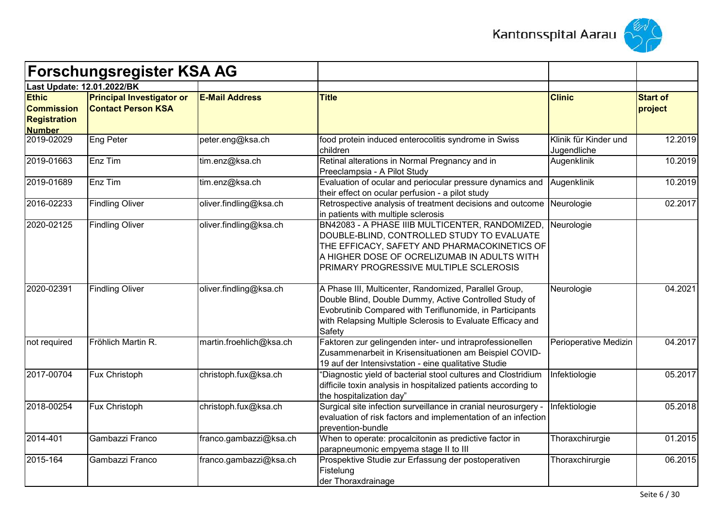# Forschungsregister KSA AG

**Last Update: 12.01.2022/BK**

| Ethic Commission Registration Number | Principal Investigator or Contact Person KSA | E-Mail Address | Title | Clinic | Start of project |
|---|---|---|---|---|---|
| 2019-02029 | Eng Peter | peter.eng@ksa.ch | food protein induced enterocolitis syndrome in Swiss children | Klinik für Kinder und Jugendliche | 12.2019 |
| 2019-01663 | Enz Tim | tim.enz@ksa.ch | Retinal alterations in Normal Pregnancy and in Preeclampsia - A Pilot Study | Augenklinik | 10.2019 |
| 2019-01689 | Enz Tim | tim.enz@ksa.ch | Evaluation of ocular and periocular pressure dynamics and their effect on ocular perfusion - a pilot study | Augenklinik | 10.2019 |
| 2016-02233 | Findling Oliver | oliver.findling@ksa.ch | Retrospective analysis of treatment decisions and outcome in patients with multiple sclerosis | Neurologie | 02.2017 |
| 2020-02125 | Findling Oliver | oliver.findling@ksa.ch | BN42083 - A PHASE IIIB MULTICENTER, RANDOMIZED, DOUBLE-BLIND, CONTROLLED STUDY TO EVALUATE THE EFFICACY, SAFETY AND PHARMACOKINETICS OF A HIGHER DOSE OF OCRELIZUMAB IN ADULTS WITH PRIMARY PROGRESSIVE MULTIPLE SCLEROSIS | Neurologie | |
| 2020-02391 | Findling Oliver | oliver.findling@ksa.ch | A Phase III, Multicenter, Randomized, Parallel Group, Double Blind, Double Dummy, Active Controlled Study of Evobrutinib Compared with Teriflunomide, in Participants with Relapsing Multiple Sclerosis to Evaluate Efficacy and Safety | Neurologie | 04.2021 |
| not required | Fröhlich Martin R. | martin.froehlich@ksa.ch | Faktoren zur gelingenden inter- und intraprofessionellen Zusammenarbeit in Krisensituationen am Beispiel COVID-19 auf der Intensivstation - eine qualitative Studie | Perioperative Medizin | 04.2017 |
| 2017-00704 | Fux Christoph | christoph.fux@ksa.ch | "Diagnostic yield of bacterial stool cultures and Clostridium difficile toxin analysis in hospitalized patients according to the hospitalization day" | Infektiologie | 05.2017 |
| 2018-00254 | Fux Christoph | christoph.fux@ksa.ch | Surgical site infection surveillance in cranial neurosurgery - evaluation of risk factors and implementation of an infection prevention-bundle | Infektiologie | 05.2018 |
| 2014-401 | Gambazzi Franco | franco.gambazzi@ksa.ch | When to operate: procalcitonin as predictive factor in parapneumonic empyema stage II to III | Thoraxchirurgie | 01.2015 |
| 2015-164 | Gambazzi Franco | franco.gambazzi@ksa.ch | Prospektive Studie zur Erfassung der postoperativen Fistelung der Thoraxdrainage | Thoraxchirurgie | 06.2015 |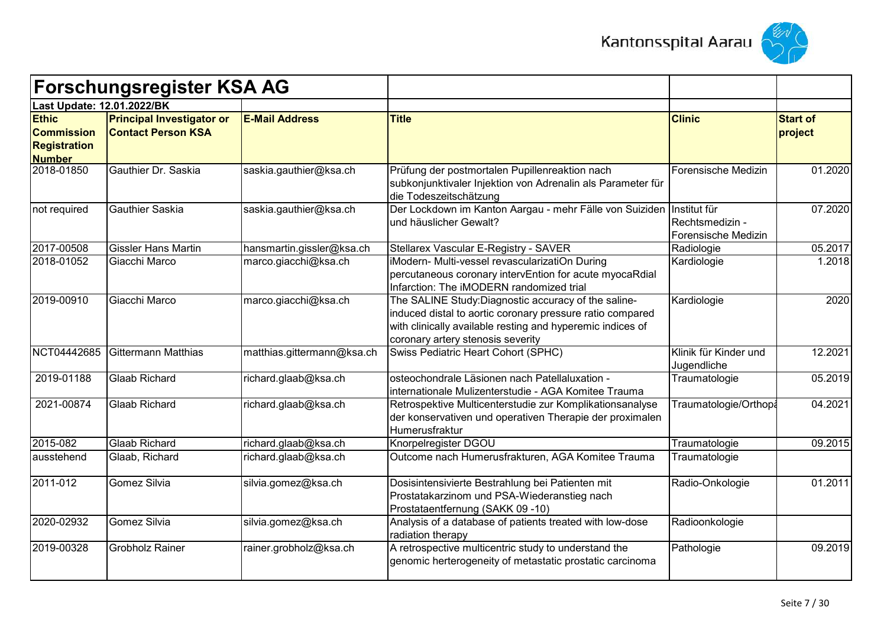# Forschungsregister KSA AG

**Last Update: 12.01.2022/BK**

| Ethic Commission Registration Number | Principal Investigator or Contact Person KSA | E-Mail Address | Title | Clinic | Start of project |
|---|---|---|---|---|---|
| 2018-01850 | Gauthier Dr. Saskia | saskia.gauthier@ksa.ch | Prüfung der postmortalen Pupillenreaktion nach subkonjunktivaler Injektion von Adrenalin als Parameter für die Todeszeitschätzung | Forensische Medizin | 01.2020 |
| not required | Gauthier Saskia | saskia.gauthier@ksa.ch | Der Lockdown im Kanton Aargau - mehr Fälle von Suiziden und häuslicher Gewalt? | Institut für Rechtsmedizin - Forensische Medizin | 07.2020 |
| 2017-00508 | Gissler Hans Martin | hansmartin.gissler@ksa.ch | Stellarex Vascular E-Registry - SAVER | Radiologie | 05.2017 |
| 2018-01052 | Giacchi Marco | marco.giacchi@ksa.ch | iModern- Multi-vessel revascularizatiOn During percutaneous coronary intervEntion for acute myocaRdial Infarction: The iMODERN randomized trial | Kardiologie | 1.2018 |
| 2019-00910 | Giacchi Marco | marco.giacchi@ksa.ch | The SALINE Study:Diagnostic accuracy of the saline-induced distal to aortic coronary pressure ratio compared with clinically available resting and hyperemic indices of coronary artery stenosis severity | Kardiologie | 2020 |
| NCT04442685 | Gittermann Matthias | matthias.gittermann@ksa.ch | Swiss Pediatric Heart Cohort (SPHC) | Klinik für Kinder und Jugendliche | 12.2021 |
| 2019-01188 | Glaab Richard | richard.glaab@ksa.ch | osteochondrale Läsionen nach Patellaluxation - internationale Mulizenterstudie - AGA Komitee Trauma | Traumatologie | 05.2019 |
| 2021-00874 | Glaab Richard | richard.glaab@ksa.ch | Retrospektive Multicenterstudie zur Komplikationsanalyse der konservativen und operativen Therapie der proximalen Humerusfraktur | Traumatologie/Orthopä | 04.2021 |
| 2015-082 | Glaab Richard | richard.glaab@ksa.ch | Knorpelregister DGOU | Traumatologie | 09.2015 |
| ausstehend | Glaab, Richard | richard.glaab@ksa.ch | Outcome nach Humerusfrakturen, AGA Komitee Trauma | Traumatologie | |
| 2011-012 | Gomez Silvia | silvia.gomez@ksa.ch | Dosisintensivierte Bestrahlung bei Patienten mit Prostatakarzinom und PSA-Wiederanstieg nach Prostataentfernung (SAKK 09 -10) | Radio-Onkologie | 01.2011 |
| 2020-02932 | Gomez Silvia | silvia.gomez@ksa.ch | Analysis of a database of patients treated with low-dose radiation therapy | Radioonkologie | |
| 2019-00328 | Grobholz Rainer | rainer.grobholz@ksa.ch | A retrospective multicentric study to understand the genomic herterogeneity of metastatic prostatic carcinoma | Pathologie | 09.2019 |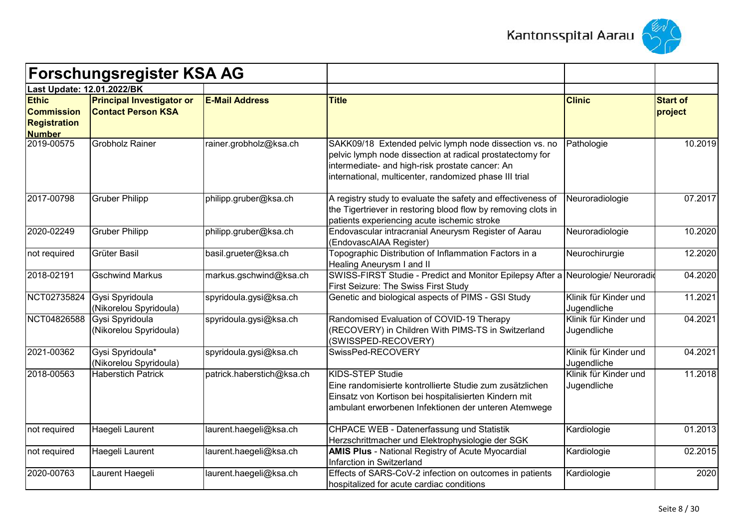# Forschungsregister KSA AG

**Last Update: 12.01.2022/BK**

| Ethic Commission Registration Number | Principal Investigator or Contact Person KSA | E-Mail Address | Title | Clinic | Start of project |
|---|---|---|---|---|---|
| 2019-00575 | Grobholz Rainer | rainer.grobholz@ksa.ch | SAKK09/18 Extended pelvic lymph node dissection vs. no pelvic lymph node dissection at radical prostatectomy for intermediate- and high-risk prostate cancer: An international, multicenter, randomized phase III trial | Pathologie | 10.2019 |
| 2017-00798 | Gruber Philipp | philipp.gruber@ksa.ch | A registry study to evaluate the safety and effectiveness of the Tigertriever in restoring blood flow by removing clots in patients experiencing acute ischemic stroke | Neuroradiologie | 07.2017 |
| 2020-02249 | Gruber Philipp | philipp.gruber@ksa.ch | Endovascular intracranial Aneurysm Register of Aarau (EndovascAIAA Register) | Neuroradiologie | 10.2020 |
| not required | Grüter Basil | basil.grueter@ksa.ch | Topographic Distribution of Inflammation Factors in a Healing Aneurysm I and II | Neurochirurgie | 12.2020 |
| 2018-02191 | Gschwind Markus | markus.gschwind@ksa.ch | SWISS-FIRST Studie - Predict and Monitor Epilepsy After a First Seizure: The Swiss First Study | Neurologie/ Neuroradio | 04.2020 |
| NCT02735824 | Gysi Spyridoula (Nikorelou Spyridoula) | spyridoula.gysi@ksa.ch | Genetic and biological aspects of PIMS - GSI Study | Klinik für Kinder und Jugendliche | 11.2021 |
| NCT04826588 | Gysi Spyridoula (Nikorelou Spyridoula) | spyridoula.gysi@ksa.ch | Randomised Evaluation of COVID-19 Therapy (RECOVERY) in Children With PIMS-TS in Switzerland (SWISSPED-RECOVERY) | Klinik für Kinder und Jugendliche | 04.2021 |
| 2021-00362 | Gysi Spyridoula* (Nikorelou Spyridoula) | spyridoula.gysi@ksa.ch | SwissPed-RECOVERY | Klinik für Kinder und Jugendliche | 04.2021 |
| 2018-00563 | Haberstich Patrick | patrick.haberstich@ksa.ch | KIDS-STEP Studie<br>Eine randomisierte kontrollierte Studie zum zusätzlichen Einsatz von Kortison bei hospitalisierten Kindern mit ambulant erworbenen Infektionen der unteren Atemwege | Klinik für Kinder und Jugendliche | 11.2018 |
| not required | Haegeli Laurent | laurent.haegeli@ksa.ch | CHPACE WEB - Datenerfassung und Statistik Herzschrittmacher und Elektrophysiologie der SGK | Kardiologie | 01.2013 |
| not required | Haegeli Laurent | laurent.haegeli@ksa.ch | **AMIS Plus** - National Registry of Acute Myocardial Infarction in Switzerland | Kardiologie | 02.2015 |
| 2020-00763 | Laurent Haegeli | laurent.haegeli@ksa.ch | Effects of SARS-CoV-2 infection on outcomes in patients hospitalized for acute cardiac conditions | Kardiologie | 2020 |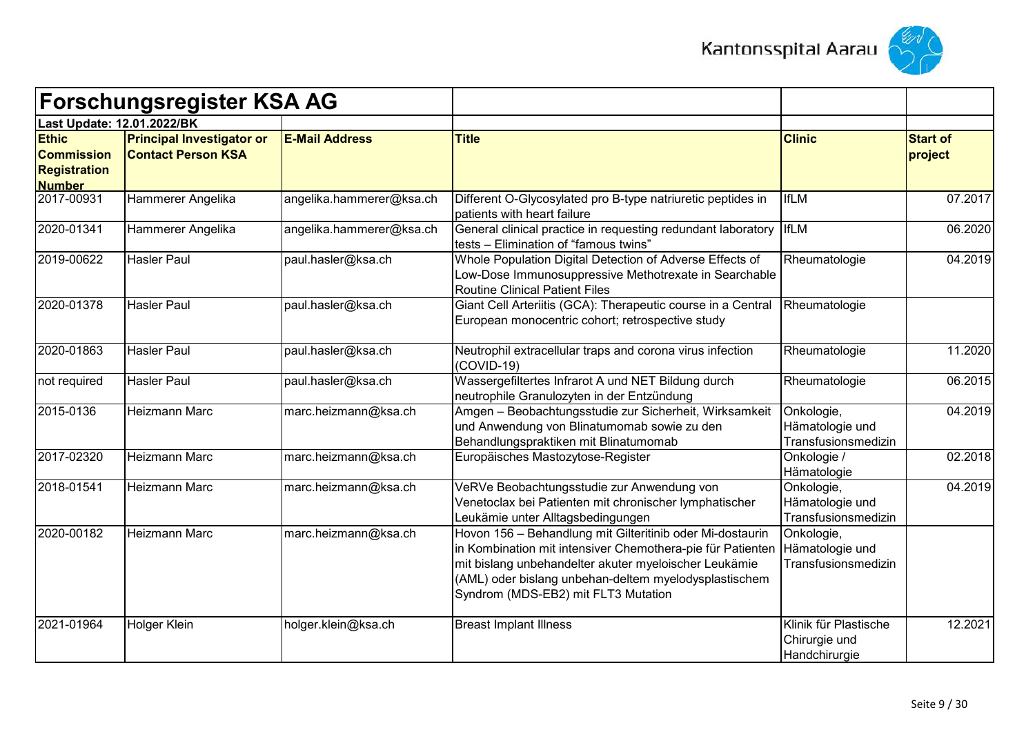# Forschungsregister KSA AG

**Last Update: 12.01.2022/BK**

| Ethic Commission Registration Number | Principal Investigator or Contact Person KSA | E-Mail Address | Title | Clinic | Start of project |
|---|---|---|---|---|---|
| 2017-00931 | Hammerer Angelika | angelika.hammerer@ksa.ch | Different O-Glycosylated pro B-type natriuretic peptides in patients with heart failure | IfLM | 07.2017 |
| 2020-01341 | Hammerer Angelika | angelika.hammerer@ksa.ch | General clinical practice in requesting redundant laboratory tests – Elimination of “famous twins” | IfLM | 06.2020 |
| 2019-00622 | Hasler Paul | paul.hasler@ksa.ch | Whole Population Digital Detection of Adverse Effects of Low-Dose Immunosuppressive Methotrexate in Searchable Routine Clinical Patient Files | Rheumatologie | 04.2019 |
| 2020-01378 | Hasler Paul | paul.hasler@ksa.ch | Giant Cell Arteriitis (GCA): Therapeutic course in a Central European monocentric cohort; retrospective study | Rheumatologie | |
| 2020-01863 | Hasler Paul | paul.hasler@ksa.ch | Neutrophil extracellular traps and corona virus infection (COVID-19) | Rheumatologie | 11.2020 |
| not required | Hasler Paul | paul.hasler@ksa.ch | Wassergefiltertes Infrarot A und NET Bildung durch neutrophile Granulozyten in der Entzündung | Rheumatologie | 06.2015 |
| 2015-0136 | Heizmann Marc | marc.heizmann@ksa.ch | Amgen – Beobachtungsstudie zur Sicherheit, Wirksamkeit und Anwendung von Blinatumomab sowie zu den Behandlungspraktiken mit Blinatumomab | Onkologie, Hämatologie und Transfusionsmedizin | 04.2019 |
| 2017-02320 | Heizmann Marc | marc.heizmann@ksa.ch | Europäisches Mastozytose-Register | Onkologie / Hämatologie | 02.2018 |
| 2018-01541 | Heizmann Marc | marc.heizmann@ksa.ch | VeRVe Beobachtungsstudie zur Anwendung von Venetoclax bei Patienten mit chronischer lymphatischer Leukämie unter Alltagsbedingungen | Onkologie, Hämatologie und Transfusionsmedizin | 04.2019 |
| 2020-00182 | Heizmann Marc | marc.heizmann@ksa.ch | Hovon 156 – Behandlung mit Gilteritinib oder Mi-dostaurin in Kombination mit intensiver Chemothera-pie für Patienten mit bislang unbehandelter akuter myeloischer Leukämie (AML) oder bislang unbehan-deltem myelodysplastischem Syndrom (MDS-EB2) mit FLT3 Mutation | Onkologie, Hämatologie und Transfusionsmedizin | |
| 2021-01964 | Holger Klein | holger.klein@ksa.ch | Breast Implant Illness | Klinik für Plastische Chirurgie und Handchirurgie | 12.2021 |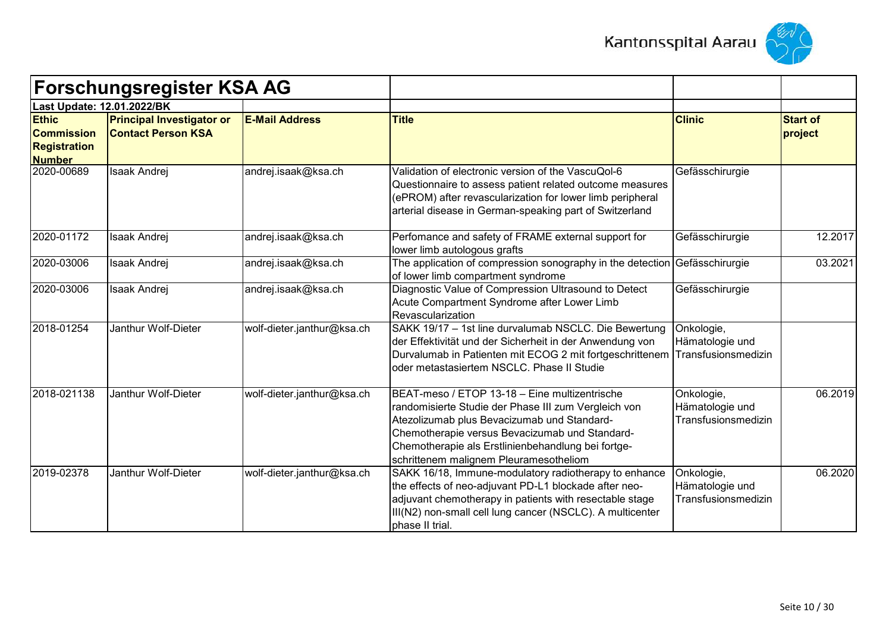# Forschungsregister KSA AG

**Last Update: 12.01.2022/BK**

| Ethic Commission Registration Number | Principal Investigator or Contact Person KSA | E-Mail Address | Title | Clinic | Start of project |
|---|---|---|---|---|---|
| 2020-00689 | Isaak Andrej | andrej.isaak@ksa.ch | Validation of electronic version of the VascuQol-6 Questionnaire to assess patient related outcome measures (ePROM) after revascularization for lower limb peripheral arterial disease in German-speaking part of Switzerland | Gefässchirurgie | |
| 2020-01172 | Isaak Andrej | andrej.isaak@ksa.ch | Perfomance and safety of FRAME external support for lower limb autologous grafts | Gefässchirurgie | 12.2017 |
| 2020-03006 | Isaak Andrej | andrej.isaak@ksa.ch | The application of compression sonography in the detection of lower limb compartment syndrome | Gefässchirurgie | 03.2021 |
| 2020-03006 | Isaak Andrej | andrej.isaak@ksa.ch | Diagnostic Value of Compression Ultrasound to Detect Acute Compartment Syndrome after Lower Limb Revascularization | Gefässchirurgie | |
| 2018-01254 | Janthur Wolf-Dieter | wolf-dieter.janthur@ksa.ch | SAKK 19/17 – 1st line durvalumab NSCLC. Die Bewertung der Effektivität und der Sicherheit in der Anwendung von Durvalumab in Patienten mit ECOG 2 mit fortgeschrittenem oder metastasiertem NSCLC. Phase II Studie | Onkologie, Hämatologie und Transfusionsmedizin | |
| 2018-021138 | Janthur Wolf-Dieter | wolf-dieter.janthur@ksa.ch | BEAT-meso / ETOP 13-18 – Eine multizentrische randomisierte Studie der Phase III zum Vergleich von Atezolizumab plus Bevacizumab und Standard-Chemotherapie versus Bevacizumab und Standard-Chemotherapie als Erstlinienbehandlung bei fortge-schrittenem malignem Pleuramesotheliom | Onkologie, Hämatologie und Transfusionsmedizin | 06.2019 |
| 2019-02378 | Janthur Wolf-Dieter | wolf-dieter.janthur@ksa.ch | SAKK 16/18, Immune-modulatory radiotherapy to enhance the effects of neo-adjuvant PD-L1 blockade after neo-adjuvant chemotherapy in patients with resectable stage III(N2) non-small cell lung cancer (NSCLC). A multicenter phase II trial. | Onkologie, Hämatologie und Transfusionsmedizin | 06.2020 |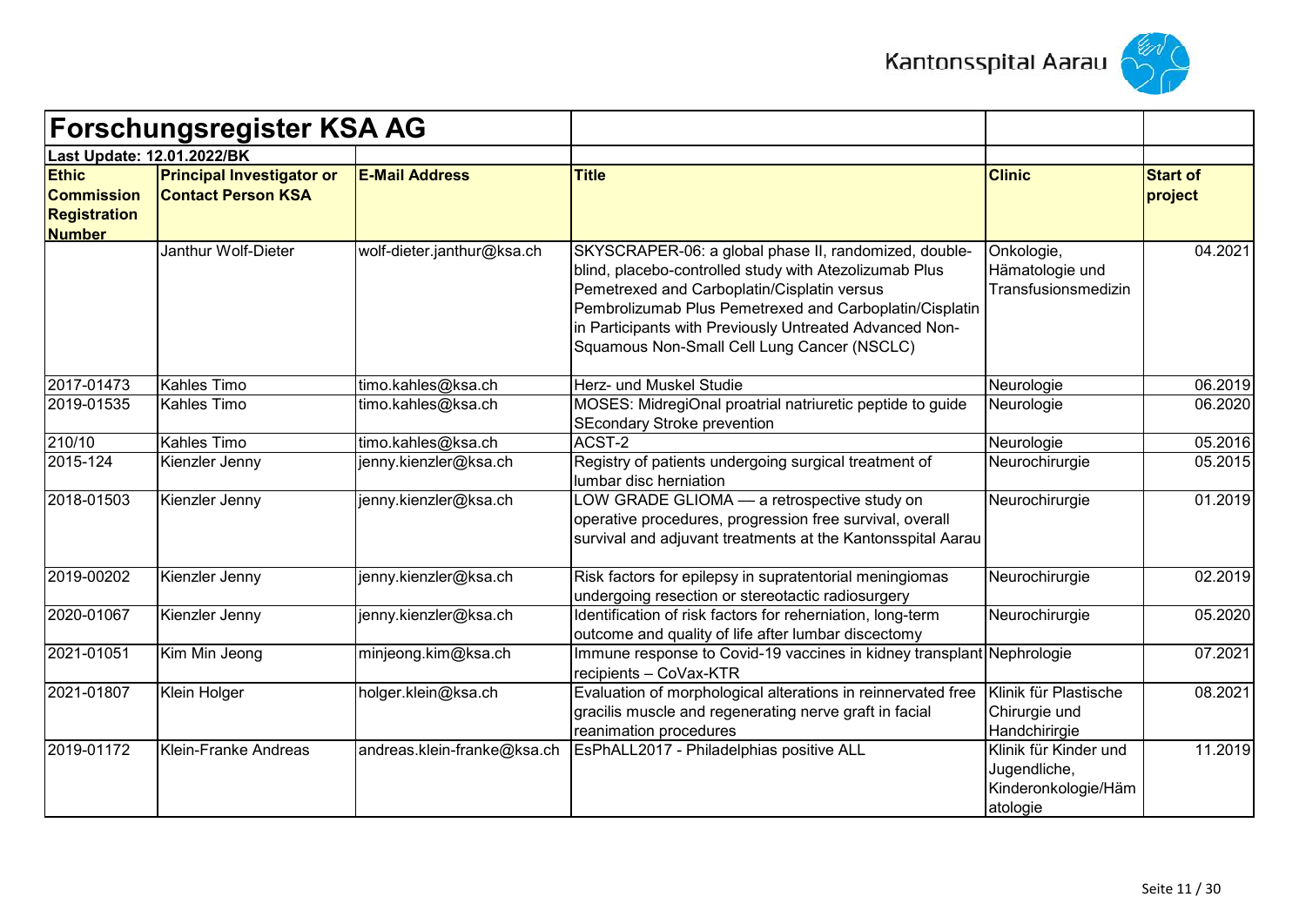# Forschungsregister KSA AG

**Last Update: 12.01.2022/BK**

| Ethic Commission Registration Number | Principal Investigator or Contact Person KSA | E-Mail Address | Title | Clinic | Start of project |
|---|---|---|---|---|---|
| | Janthur Wolf-Dieter | wolf-dieter.janthur@ksa.ch | SKYSCRAPER-06: a global phase II, randomized, double-blind, placebo-controlled study with Atezolizumab Plus Pemetrexed and Carboplatin/Cisplatin versus Pembrolizumab Plus Pemetrexed and Carboplatin/Cisplatin in Participants with Previously Untreated Advanced Non-Squamous Non-Small Cell Lung Cancer (NSCLC) | Onkologie, Hämatologie und Transfusionsmedizin | 04.2021 |
| 2017-01473 | Kahles Timo | timo.kahles@ksa.ch | Herz- und Muskel Studie | Neurologie | 06.2019 |
| 2019-01535 | Kahles Timo | timo.kahles@ksa.ch | MOSES: MidregiOnal proatrial natriuretic peptide to guide SEcondary Stroke prevention | Neurologie | 06.2020 |
| 210/10 | Kahles Timo | timo.kahles@ksa.ch | ACST-2 | Neurologie | 05.2016 |
| 2015-124 | Kienzler Jenny | jenny.kienzler@ksa.ch | Registry of patients undergoing surgical treatment of lumbar disc herniation | Neurochirurgie | 05.2015 |
| 2018-01503 | Kienzler Jenny | jenny.kienzler@ksa.ch | LOW GRADE GLIOMA — a retrospective study on operative procedures, progression free survival, overall survival and adjuvant treatments at the Kantonsspital Aarau | Neurochirurgie | 01.2019 |
| 2019-00202 | Kienzler Jenny | jenny.kienzler@ksa.ch | Risk factors for epilepsy in supratentorial meningiomas undergoing resection or stereotactic radiosurgery | Neurochirurgie | 02.2019 |
| 2020-01067 | Kienzler Jenny | jenny.kienzler@ksa.ch | Identification of risk factors for reherniation, long-term outcome and quality of life after lumbar discectomy | Neurochirurgie | 05.2020 |
| 2021-01051 | Kim Min Jeong | minjeong.kim@ksa.ch | Immune response to Covid-19 vaccines in kidney transplant recipients – CoVax-KTR | Nephrologie | 07.2021 |
| 2021-01807 | Klein Holger | holger.klein@ksa.ch | Evaluation of morphological alterations in reinnervated free gracilis muscle and regenerating nerve graft in facial reanimation procedures | Klinik für Plastische Chirurgie und Handchirirgie | 08.2021 |
| 2019-01172 | Klein-Franke Andreas | andreas.klein-franke@ksa.ch | EsPhALL2017 - Philadelphias positive ALL | Klinik für Kinder und Jugendliche, Kinderonkologie/Hämatologie | 11.2019 |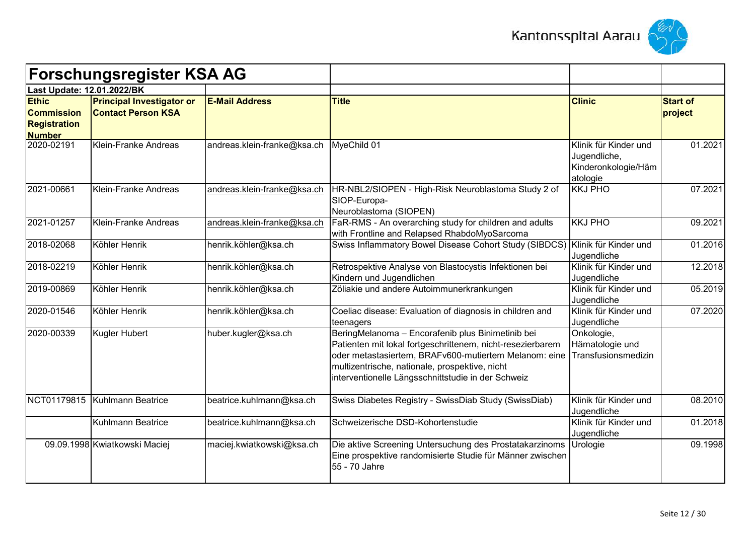# Forschungsregister KSA AG

**Last Update: 12.01.2022/BK**

| Ethic Commission Registration Number | Principal Investigator or Contact Person KSA | E-Mail Address | Title | Clinic | Start of project |
|---|---|---|---|---|---|
| 2020-02191 | Klein-Franke Andreas | andreas.klein-franke@ksa.ch | MyeChild 01 | Klinik für Kinder und Jugendliche, Kinderonkologie/Hämatologie | 01.2021 |
| 2021-00661 | Klein-Franke Andreas | andreas.klein-franke@ksa.ch | HR-NBL2/SIOPEN - High-Risk Neuroblastoma Study 2 of SIOP-Europa-Neuroblastoma (SIOPEN) | KKJ PHO | 07.2021 |
| 2021-01257 | Klein-Franke Andreas | andreas.klein-franke@ksa.ch | FaR-RMS - An overarching study for children and adults with Frontline and Relapsed RhabdoMyoSarcoma | KKJ PHO | 09.2021 |
| 2018-02068 | Köhler Henrik | henrik.köhler@ksa.ch | Swiss Inflammatory Bowel Disease Cohort Study (SIBDCS) | Klinik für Kinder und Jugendliche | 01.2016 |
| 2018-02219 | Köhler Henrik | henrik.köhler@ksa.ch | Retrospektive Analyse von Blastocystis Infektionen bei Kindern und Jugendlichen | Klinik für Kinder und Jugendliche | 12.2018 |
| 2019-00869 | Köhler Henrik | henrik.köhler@ksa.ch | Zöliakie und andere Autoimmunerkrankungen | Klinik für Kinder und Jugendliche | 05.2019 |
| 2020-01546 | Köhler Henrik | henrik.köhler@ksa.ch | Coeliac disease: Evaluation of diagnosis in children and teenagers | Klinik für Kinder und Jugendliche | 07.2020 |
| 2020-00339 | Kugler Hubert | huber.kugler@ksa.ch | BeringMelanoma – Encorafenib plus Binimetinib bei Patienten mit lokal fortgeschrittenem, nicht-resezierbarem oder metastasiertem, BRAFv600-mutiertem Melanom: eine multizentrische, nationale, prospektive, nicht interventionelle Längsschnittstudie in der Schweiz | Onkologie, Hämatologie und Transfusionsmedizin | |
| NCT01179815 | Kuhlmann Beatrice | beatrice.kuhlmann@ksa.ch | Swiss Diabetes Registry - SwissDiab Study (SwissDiab) | Klinik für Kinder und Jugendliche | 08.2010 |
| | Kuhlmann Beatrice | beatrice.kuhlmann@ksa.ch | Schweizerische DSD-Kohortenstudie | Klinik für Kinder und Jugendliche | 01.2018 |
| 09.09.1998 | Kwiatkowski Maciej | maciej.kwiatkowski@ksa.ch | Die aktive Screening Untersuchung des Prostatakarzinoms Eine prospektive randomisierte Studie für Männer zwischen 55 - 70 Jahre | Urologie | 09.1998 |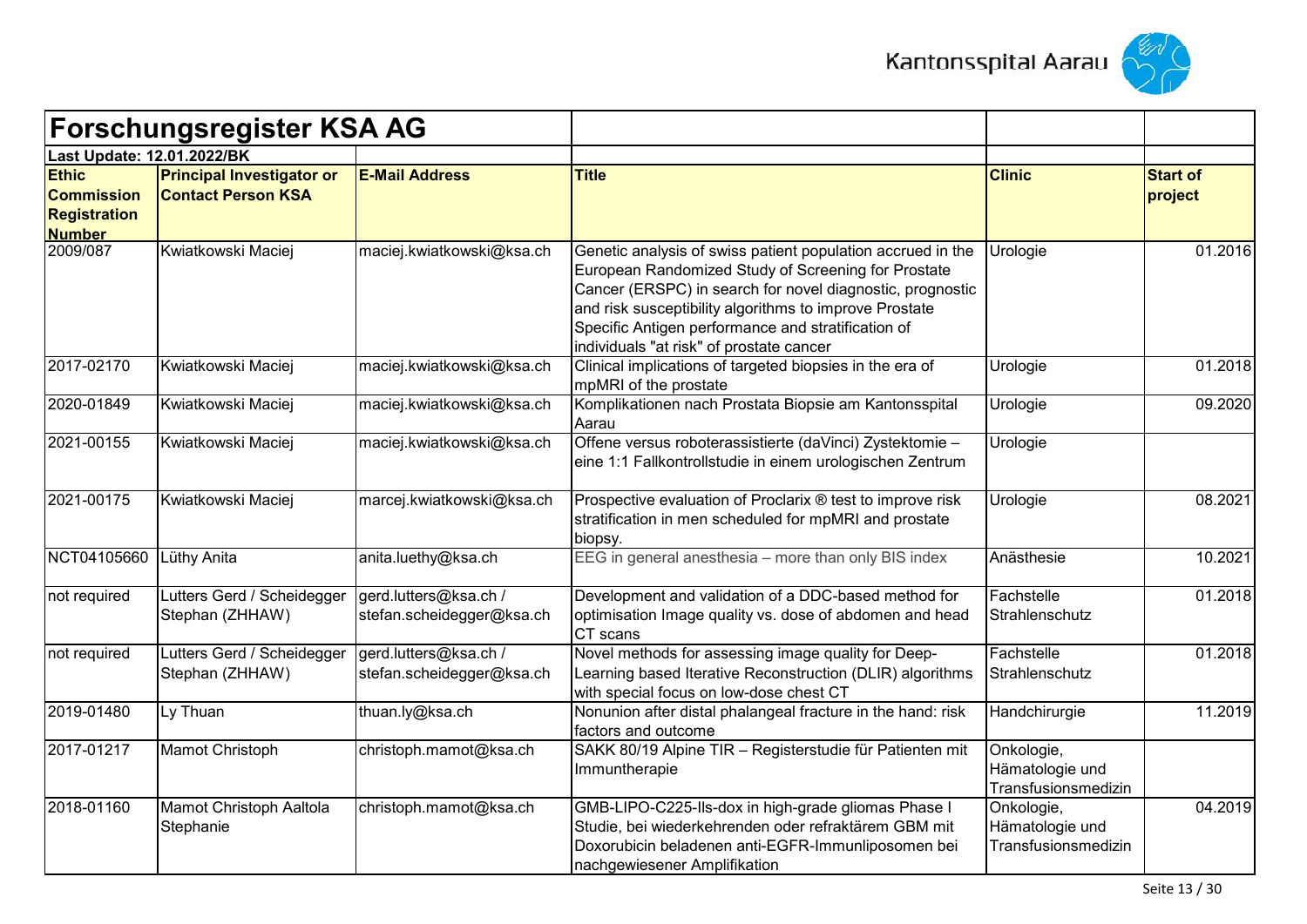# Forschungsregister KSA AG

**Last Update: 12.01.2022/BK**

| Ethic Commission Registration Number | Principal Investigator or Contact Person KSA | E-Mail Address | Title | Clinic | Start of project |
|---|---|---|---|---|---|
| 2009/087 | Kwiatkowski Maciej | maciej.kwiatkowski@ksa.ch | Genetic analysis of swiss patient population accrued in the European Randomized Study of Screening for Prostate Cancer (ERSPC) in search for novel diagnostic, prognostic and risk susceptibility algorithms to improve Prostate Specific Antigen performance and stratification of individuals "at risk" of prostate cancer | Urologie | 01.2016 |
| 2017-02170 | Kwiatkowski Maciej | maciej.kwiatkowski@ksa.ch | Clinical implications of targeted biopsies in the era of mpMRI of the prostate | Urologie | 01.2018 |
| 2020-01849 | Kwiatkowski Maciej | maciej.kwiatkowski@ksa.ch | Komplikationen nach Prostata Biopsie am Kantonsspital Aarau | Urologie | 09.2020 |
| 2021-00155 | Kwiatkowski Maciej | maciej.kwiatkowski@ksa.ch | Offene versus roboterassistierte (daVinci) Zystektomie – eine 1:1 Fallkontrollstudie in einem urologischen Zentrum | Urologie | |
| 2021-00175 | Kwiatkowski Maciej | marcej.kwiatkowski@ksa.ch | Prospective evaluation of Proclarix ® test to improve risk stratification in men scheduled for mpMRI and prostate biopsy. | Urologie | 08.2021 |
| NCT04105660 | Lüthy Anita | anita.luethy@ksa.ch | EEG in general anesthesia – more than only BIS index | Anästhesie | 10.2021 |
| not required | Lutters Gerd / Scheidegger Stephan (ZHHAW) | gerd.lutters@ksa.ch / stefan.scheidegger@ksa.ch | Development and validation of a DDC-based method for optimisation Image quality vs. dose of abdomen and head CT scans | Fachstelle Strahlenschutz | 01.2018 |
| not required | Lutters Gerd / Scheidegger Stephan (ZHHAW) | gerd.lutters@ksa.ch / stefan.scheidegger@ksa.ch | Novel methods for assessing image quality for Deep-Learning based Iterative Reconstruction (DLIR) algorithms with special focus on low-dose chest CT | Fachstelle Strahlenschutz | 01.2018 |
| 2019-01480 | Ly Thuan | thuan.ly@ksa.ch | Nonunion after distal phalangeal fracture in the hand: risk factors and outcome | Handchirurgie | 11.2019 |
| 2017-01217 | Mamot Christoph | christoph.mamot@ksa.ch | SAKK 80/19 Alpine TIR – Registerstudie für Patienten mit Immuntherapie | Onkologie, Hämatologie und Transfusionsmedizin | |
| 2018-01160 | Mamot Christoph Aaltola Stephanie | christoph.mamot@ksa.ch | GMB-LIPO-C225-lls-dox in high-grade gliomas Phase I Studie, bei wiederkehrenden oder refraktärem GBM mit Doxorubicin beladenen anti-EGFR-Immunliposomen bei nachgewiesener Amplifikation | Onkologie, Hämatologie und Transfusionsmedizin | 04.2019 |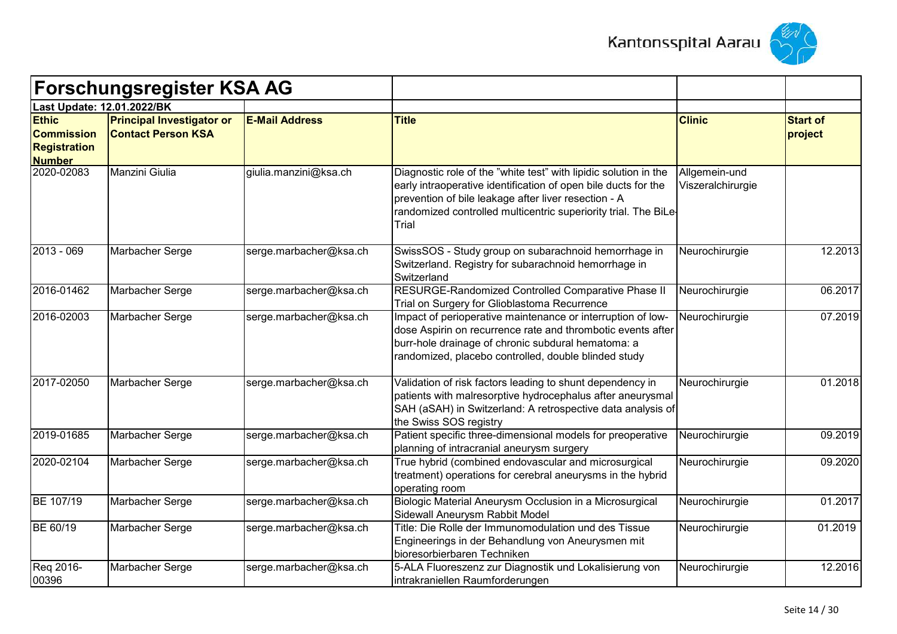# Forschungsregister KSA AG

**Last Update: 12.01.2022/BK**

| Ethic Commission Registration Number | Principal Investigator or Contact Person KSA | E-Mail Address | Title | Clinic | Start of project |
|---|---|---|---|---|---|
| 2020-02083 | Manzini Giulia | giulia.manzini@ksa.ch | Diagnostic role of the "white test" with lipidic solution in the early intraoperative identification of open bile ducts for the prevention of bile leakage after liver resection - A randomized controlled multicentric superiority trial. The BiLe-Trial | Allgemein-und Viszeralchirurgie | |
| 2013 - 069 | Marbacher Serge | serge.marbacher@ksa.ch | SwissSOS - Study group on subarachnoid hemorrhage in Switzerland. Registry for subarachnoid hemorrhage in Switzerland | Neurochirurgie | 12.2013 |
| 2016-01462 | Marbacher Serge | serge.marbacher@ksa.ch | RESURGE-Randomized Controlled Comparative Phase II Trial on Surgery for Glioblastoma Recurrence | Neurochirurgie | 06.2017 |
| 2016-02003 | Marbacher Serge | serge.marbacher@ksa.ch | Impact of perioperative maintenance or interruption of low-dose Aspirin on recurrence rate and thrombotic events after burr-hole drainage of chronic subdural hematoma: a randomized, placebo controlled, double blinded study | Neurochirurgie | 07.2019 |
| 2017-02050 | Marbacher Serge | serge.marbacher@ksa.ch | Validation of risk factors leading to shunt dependency in patients with malresorptive hydrocephalus after aneurysmal SAH (aSAH) in Switzerland: A retrospective data analysis of the Swiss SOS registry | Neurochirurgie | 01.2018 |
| 2019-01685 | Marbacher Serge | serge.marbacher@ksa.ch | Patient specific three-dimensional models for preoperative planning of intracranial aneurysm surgery | Neurochirurgie | 09.2019 |
| 2020-02104 | Marbacher Serge | serge.marbacher@ksa.ch | True hybrid (combined endovascular and microsurgical treatment) operations for cerebral aneurysms in the hybrid operating room | Neurochirurgie | 09.2020 |
| BE 107/19 | Marbacher Serge | serge.marbacher@ksa.ch | Biologic Material Aneurysm Occlusion in a Microsurgical Sidewall Aneurysm Rabbit Model | Neurochirurgie | 01.2017 |
| BE 60/19 | Marbacher Serge | serge.marbacher@ksa.ch | Title: Die Rolle der Immunomodulation und des Tissue Engineerings in der Behandlung von Aneurysmen mit bioresorbierbaren Techniken | Neurochirurgie | 01.2019 |
| Req 2016-00396 | Marbacher Serge | serge.marbacher@ksa.ch | 5-ALA Fluoreszenz zur Diagnostik und Lokalisierung von intrakraniellen Raumforderungen | Neurochirurgie | 12.2016 |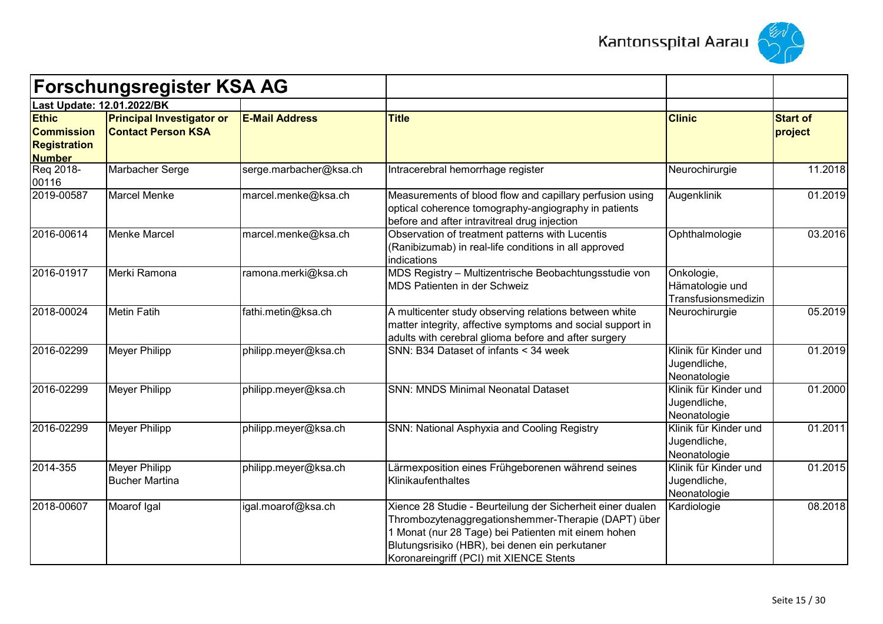# Forschungsregister KSA AG

**Last Update: 12.01.2022/BK**

| Ethic Commission Registration Number | Principal Investigator or Contact Person KSA | E-Mail Address | Title | Clinic | Start of project |
|---|---|---|---|---|---|
| Req 2018-00116 | Marbacher Serge | serge.marbacher@ksa.ch | Intracerebral hemorrhage register | Neurochirurgie | 11.2018 |
| 2019-00587 | Marcel Menke | marcel.menke@ksa.ch | Measurements of blood flow and capillary perfusion using optical coherence tomography-angiography in patients before and after intravitreal drug injection | Augenklinik | 01.2019 |
| 2016-00614 | Menke Marcel | marcel.menke@ksa.ch | Observation of treatment patterns with Lucentis (Ranibizumab) in real-life conditions in all approved indications | Ophthalmologie | 03.2016 |
| 2016-01917 | Merki Ramona | ramona.merki@ksa.ch | MDS Registry – Multizentrische Beobachtungsstudie von MDS Patienten in der Schweiz | Onkologie, Hämatologie und Transfusionsmedizin | |
| 2018-00024 | Metin Fatih | fathi.metin@ksa.ch | A multicenter study observing relations between white matter integrity, affective symptoms and social support in adults with cerebral glioma before and after surgery | Neurochirurgie | 05.2019 |
| 2016-02299 | Meyer Philipp | philipp.meyer@ksa.ch | SNN: B34 Dataset of infants < 34 week | Klinik für Kinder und Jugendliche, Neonatologie | 01.2019 |
| 2016-02299 | Meyer Philipp | philipp.meyer@ksa.ch | SNN: MNDS Minimal Neonatal Dataset | Klinik für Kinder und Jugendliche, Neonatologie | 01.2000 |
| 2016-02299 | Meyer Philipp | philipp.meyer@ksa.ch | SNN: National Asphyxia and Cooling Registry | Klinik für Kinder und Jugendliche, Neonatologie | 01.2011 |
| 2014-355 | Meyer Philipp<br>Bucher Martina | philipp.meyer@ksa.ch | Lärmexposition eines Frühgeborenen während seines Klinikaufenthaltes | Klinik für Kinder und Jugendliche, Neonatologie | 01.2015 |
| 2018-00607 | Moarof Igal | igal.moarof@ksa.ch | Xience 28 Studie - Beurteilung der Sicherheit einer dualen Thrombozytenaggregationshemmer-Therapie (DAPT) über 1 Monat (nur 28 Tage) bei Patienten mit einem hohen Blutungsrisiko (HBR), bei denen ein perkutaner Koronareingriff (PCI) mit XIENCE Stents | Kardiologie | 08.2018 |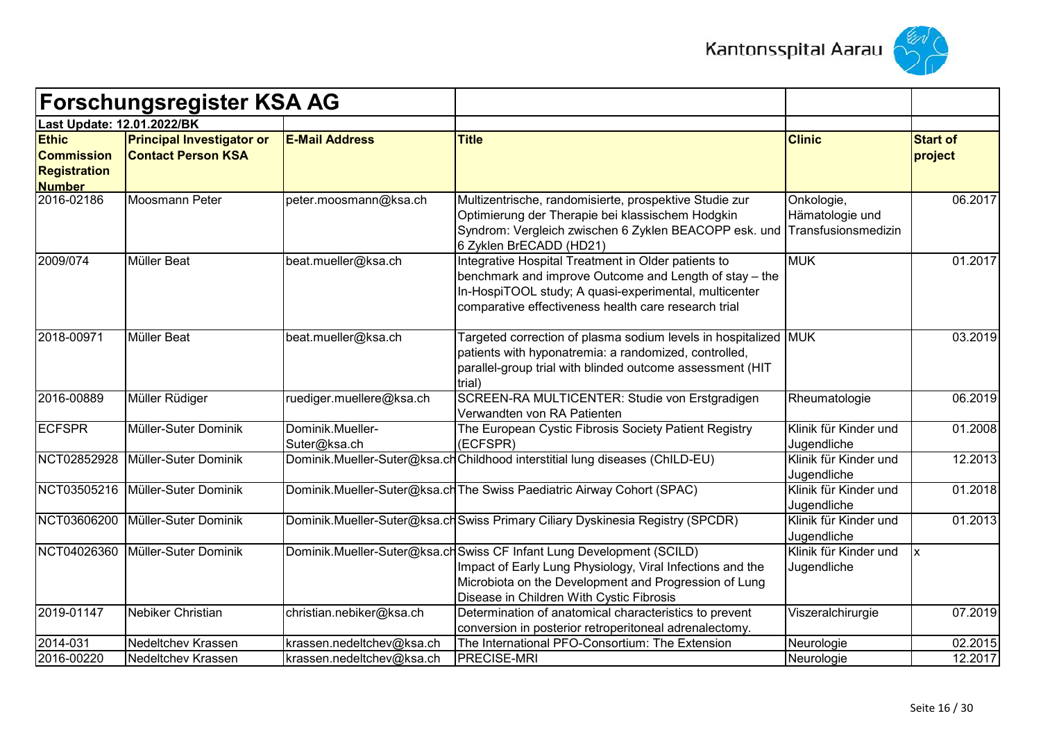# Forschungsregister KSA AG

**Last Update: 12.01.2022/BK**

| Ethic Commission Registration Number | Principal Investigator or Contact Person KSA | E-Mail Address | Title | Clinic | Start of project |
|---|---|---|---|---|---|
| 2016-02186 | Moosmann Peter | peter.moosmann@ksa.ch | Multizentrische, randomisierte, prospektive Studie zur Optimierung der Therapie bei klassischem Hodgkin Syndrom: Vergleich zwischen 6 Zyklen BEACOPP esk. und 6 Zyklen BrECADD (HD21) | Onkologie, Hämatologie und Transfusionsmedizin | 06.2017 |
| 2009/074 | Müller Beat | beat.mueller@ksa.ch | Integrative Hospital Treatment in Older patients to benchmark and improve Outcome and Length of stay – the In-HospiTOOL study; A quasi-experimental, multicenter comparative effectiveness health care research trial | MUK | 01.2017 |
| 2018-00971 | Müller Beat | beat.mueller@ksa.ch | Targeted correction of plasma sodium levels in hospitalized patients with hyponatremia: a randomized, controlled, parallel-group trial with blinded outcome assessment (HIT trial) | MUK | 03.2019 |
| 2016-00889 | Müller Rüdiger | ruediger.muellere@ksa.ch | SCREEN-RA MULTICENTER: Studie von Erstgradigen Verwandten von RA Patienten | Rheumatologie | 06.2019 |
| ECFSPR | Müller-Suter Dominik | Dominik.Mueller-Suter@ksa.ch | The European Cystic Fibrosis Society Patient Registry (ECFSPR) | Klinik für Kinder und Jugendliche | 01.2008 |
| NCT02852928 | Müller-Suter Dominik | Dominik.Mueller-Suter@ksa.ch | Childhood interstitial lung diseases (ChILD-EU) | Klinik für Kinder und Jugendliche | 12.2013 |
| NCT03505216 | Müller-Suter Dominik | Dominik.Mueller-Suter@ksa.ch | The Swiss Paediatric Airway Cohort (SPAC) | Klinik für Kinder und Jugendliche | 01.2018 |
| NCT03606200 | Müller-Suter Dominik | Dominik.Mueller-Suter@ksa.ch | Swiss Primary Ciliary Dyskinesia Registry (SPCDR) | Klinik für Kinder und Jugendliche | 01.2013 |
| NCT04026360 | Müller-Suter Dominik | Dominik.Mueller-Suter@ksa.ch | Swiss CF Infant Lung Development (SCILD) Impact of Early Lung Physiology, Viral Infections and the Microbiota on the Development and Progression of Lung Disease in Children With Cystic Fibrosis | Klinik für Kinder und Jugendliche | x |
| 2019-01147 | Nebiker Christian | christian.nebiker@ksa.ch | Determination of anatomical characteristics to prevent conversion in posterior retroperitoneal adrenalectomy. | Viszeralchirurgie | 07.2019 |
| 2014-031 | Nedeltchev Krassen | krassen.nedeltchev@ksa.ch | The International PFO-Consortium: The Extension | Neurologie | 02.2015 |
| 2016-00220 | Nedeltchev Krassen | krassen.nedeltchev@ksa.ch | PRECISE-MRI | Neurologie | 12.2017 |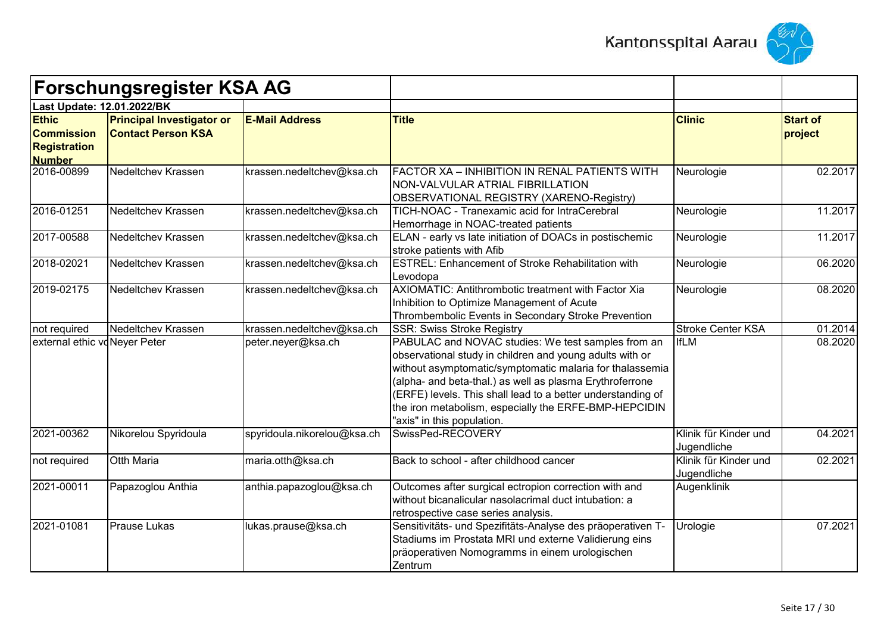# Forschungsregister KSA AG

**Last Update: 12.01.2022/BK**

| Ethic Commission Registration Number | Principal Investigator or Contact Person KSA | E-Mail Address | Title | Clinic | Start of project |
|---|---|---|---|---|---|
| 2016-00899 | Nedeltchev Krassen | krassen.nedeltchev@ksa.ch | FACTOR XA – INHIBITION IN RENAL PATIENTS WITH NON-VALVULAR ATRIAL FIBRILLATION OBSERVATIONAL REGISTRY (XARENO-Registry) | Neurologie | 02.2017 |
| 2016-01251 | Nedeltchev Krassen | krassen.nedeltchev@ksa.ch | TICH-NOAC - Tranexamic acid for IntraCerebral Hemorrhage in NOAC-treated patients | Neurologie | 11.2017 |
| 2017-00588 | Nedeltchev Krassen | krassen.nedeltchev@ksa.ch | ELAN - early vs late initiation of DOACs in postischemic stroke patients with Afib | Neurologie | 11.2017 |
| 2018-02021 | Nedeltchev Krassen | krassen.nedeltchev@ksa.ch | ESTREL: Enhancement of Stroke Rehabilitation with Levodopa | Neurologie | 06.2020 |
| 2019-02175 | Nedeltchev Krassen | krassen.nedeltchev@ksa.ch | AXIOMATIC: Antithrombotic treatment with Factor Xia Inhibition to Optimize Management of Acute Thrombembolic Events in Secondary Stroke Prevention | Neurologie | 08.2020 |
| not required | Nedeltchev Krassen | krassen.nedeltchev@ksa.ch | SSR: Swiss Stroke Registry | Stroke Center KSA | 01.2014 |
| external ethic vo | Neyer Peter | peter.neyer@ksa.ch | PABULAC and NOVAC studies: We test samples from an observational study in children and young adults with or without asymptomatic/symptomatic malaria for thalassemia (alpha- and beta-thal.) as well as plasma Erythroferrone (ERFE) levels. This shall lead to a better understanding of the iron metabolism, especially the ERFE-BMP-HEPCIDIN "axis" in this population. | IfLM | 08.2020 |
| 2021-00362 | Nikorelou Spyridoula | spyridoula.nikorelou@ksa.ch | SwissPed-RECOVERY | Klinik für Kinder und Jugendliche | 04.2021 |
| not required | Otth Maria | maria.otth@ksa.ch | Back to school - after childhood cancer | Klinik für Kinder und Jugendliche | 02.2021 |
| 2021-00011 | Papazoglou Anthia | anthia.papazoglou@ksa.ch | Outcomes after surgical ectropion correction with and without bicanalicular nasolacrimal duct intubation: a retrospective case series analysis. | Augenklinik | |
| 2021-01081 | Prause Lukas | lukas.prause@ksa.ch | Sensitivitäts- und Spezifitäts-Analyse des präoperativen T-Stadiums im Prostata MRI und externe Validierung eins präoperativen Nomogramms in einem urologischen Zentrum | Urologie | 07.2021 |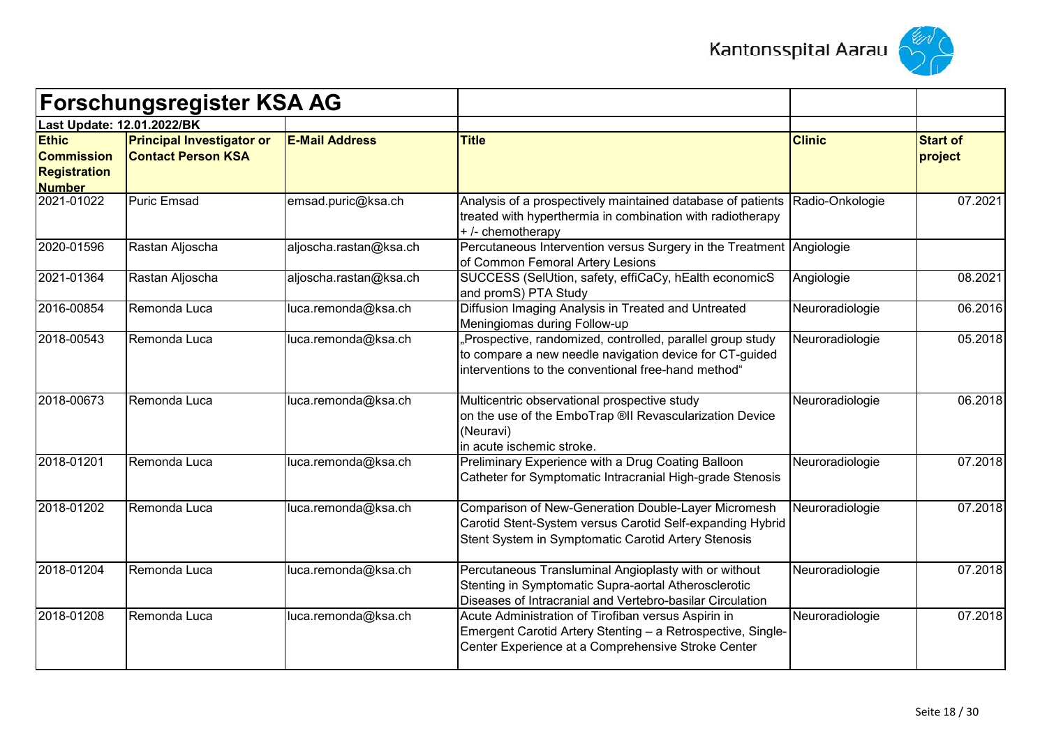# Forschungsregister KSA AG

**Last Update: 12.01.2022/BK**

| Ethic Commission Registration Number | Principal Investigator or Contact Person KSA | E-Mail Address | Title | Clinic | Start of project |
|---|---|---|---|---|---|
| 2021-01022 | Puric Emsad | emsad.puric@ksa.ch | Analysis of a prospectively maintained database of patients treated with hyperthermia in combination with radiotherapy + /- chemotherapy | Radio-Onkologie | 07.2021 |
| 2020-01596 | Rastan Aljoscha | aljoscha.rastan@ksa.ch | Percutaneous Intervention versus Surgery in the Treatment of Common Femoral Artery Lesions | Angiologie | |
| 2021-01364 | Rastan Aljoscha | aljoscha.rastan@ksa.ch | SUCCESS (SelUtion, safety, effiCaCy, hEalth economicS and promS) PTA Study | Angiologie | 08.2021 |
| 2016-00854 | Remonda Luca | luca.remonda@ksa.ch | Diffusion Imaging Analysis in Treated and Untreated Meningiomas during Follow-up | Neuroradiologie | 06.2016 |
| 2018-00543 | Remonda Luca | luca.remonda@ksa.ch | „Prospective, randomized, controlled, parallel group study to compare a new needle navigation device for CT-guided interventions to the conventional free-hand method“ | Neuroradiologie | 05.2018 |
| 2018-00673 | Remonda Luca | luca.remonda@ksa.ch | Multicentric observational prospective study on the use of the EmboTrap ®II Revascularization Device (Neuravi) in acute ischemic stroke. | Neuroradiologie | 06.2018 |
| 2018-01201 | Remonda Luca | luca.remonda@ksa.ch | Preliminary Experience with a Drug Coating Balloon Catheter for Symptomatic Intracranial High-grade Stenosis | Neuroradiologie | 07.2018 |
| 2018-01202 | Remonda Luca | luca.remonda@ksa.ch | Comparison of New-Generation Double-Layer Micromesh Carotid Stent-System versus Carotid Self-expanding Hybrid Stent System in Symptomatic Carotid Artery Stenosis | Neuroradiologie | 07.2018 |
| 2018-01204 | Remonda Luca | luca.remonda@ksa.ch | Percutaneous Transluminal Angioplasty with or without Stenting in Symptomatic Supra-aortal Atherosclerotic Diseases of Intracranial and Vertebro-basilar Circulation | Neuroradiologie | 07.2018 |
| 2018-01208 | Remonda Luca | luca.remonda@ksa.ch | Acute Administration of Tirofiban versus Aspirin in Emergent Carotid Artery Stenting – a Retrospective, Single-Center Experience at a Comprehensive Stroke Center | Neuroradiologie | 07.2018 |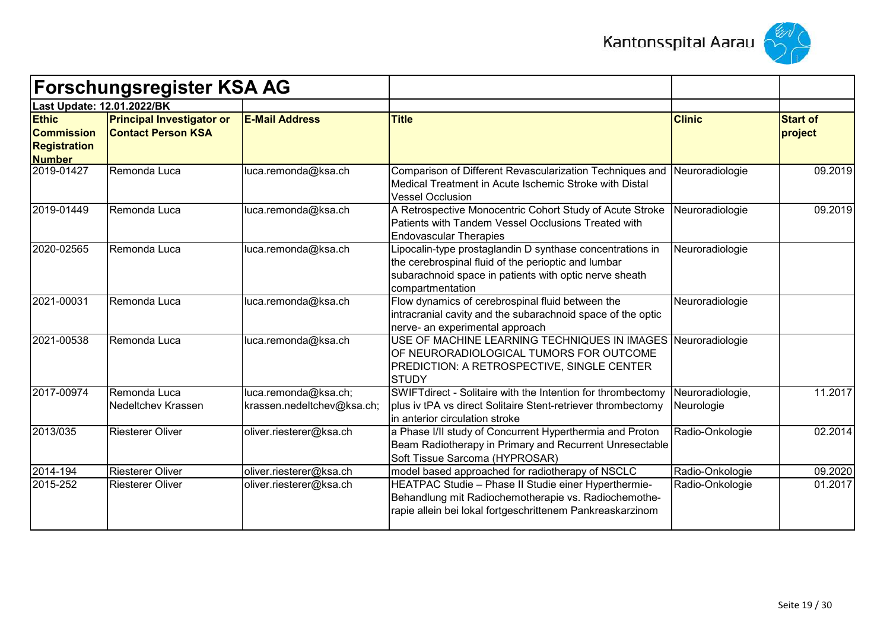# Forschungsregister KSA AG

**Last Update: 12.01.2022/BK**

| Ethic Commission Registration Number | Principal Investigator or Contact Person KSA | E-Mail Address | Title | Clinic | Start of project |
|---|---|---|---|---|---|
| 2019-01427 | Remonda Luca | luca.remonda@ksa.ch | Comparison of Different Revascularization Techniques and Medical Treatment in Acute Ischemic Stroke with Distal Vessel Occlusion | Neuroradiologie | 09.2019 |
| 2019-01449 | Remonda Luca | luca.remonda@ksa.ch | A Retrospective Monocentric Cohort Study of Acute Stroke Patients with Tandem Vessel Occlusions Treated with Endovascular Therapies | Neuroradiologie | 09.2019 |
| 2020-02565 | Remonda Luca | luca.remonda@ksa.ch | Lipocalin-type prostaglandin D synthase concentrations in the cerebrospinal fluid of the perioptic and lumbar subarachnoid space in patients with optic nerve sheath compartmentation | Neuroradiologie | |
| 2021-00031 | Remonda Luca | luca.remonda@ksa.ch | Flow dynamics of cerebrospinal fluid between the intracranial cavity and the subarachnoid space of the optic nerve- an experimental approach | Neuroradiologie | |
| 2021-00538 | Remonda Luca | luca.remonda@ksa.ch | USE OF MACHINE LEARNING TECHNIQUES IN IMAGES OF NEURORADIOLOGICAL TUMORS FOR OUTCOME PREDICTION: A RETROSPECTIVE, SINGLE CENTER STUDY | Neuroradiologie | |
| 2017-00974 | Remonda Luca<br>Nedeltchev Krassen | luca.remonda@ksa.ch;<br>krassen.nedeltchev@ksa.ch; | SWIFTdirect - Solitaire with the Intention for thrombectomy plus iv tPA vs direct Solitaire Stent-retriever thrombectomy in anterior circulation stroke | Neuroradiologie, Neurologie | 11.2017 |
| 2013/035 | Riesterer Oliver | oliver.riesterer@ksa.ch | a Phase I/II study of Concurrent Hyperthermia and Proton Beam Radiotherapy in Primary and Recurrent Unresectable Soft Tissue Sarcoma (HYPROSAR) | Radio-Onkologie | 02.2014 |
| 2014-194 | Riesterer Oliver | oliver.riesterer@ksa.ch | model based approached for radiotherapy of NSCLC | Radio-Onkologie | 09.2020 |
| 2015-252 | Riesterer Oliver | oliver.riesterer@ksa.ch | HEATPAC Studie – Phase II Studie einer Hyperthermie-Behandlung mit Radiochemotherapie vs. Radiochemothe-rapie allein bei lokal fortgeschrittenem Pankreaskarzinom | Radio-Onkologie | 01.2017 |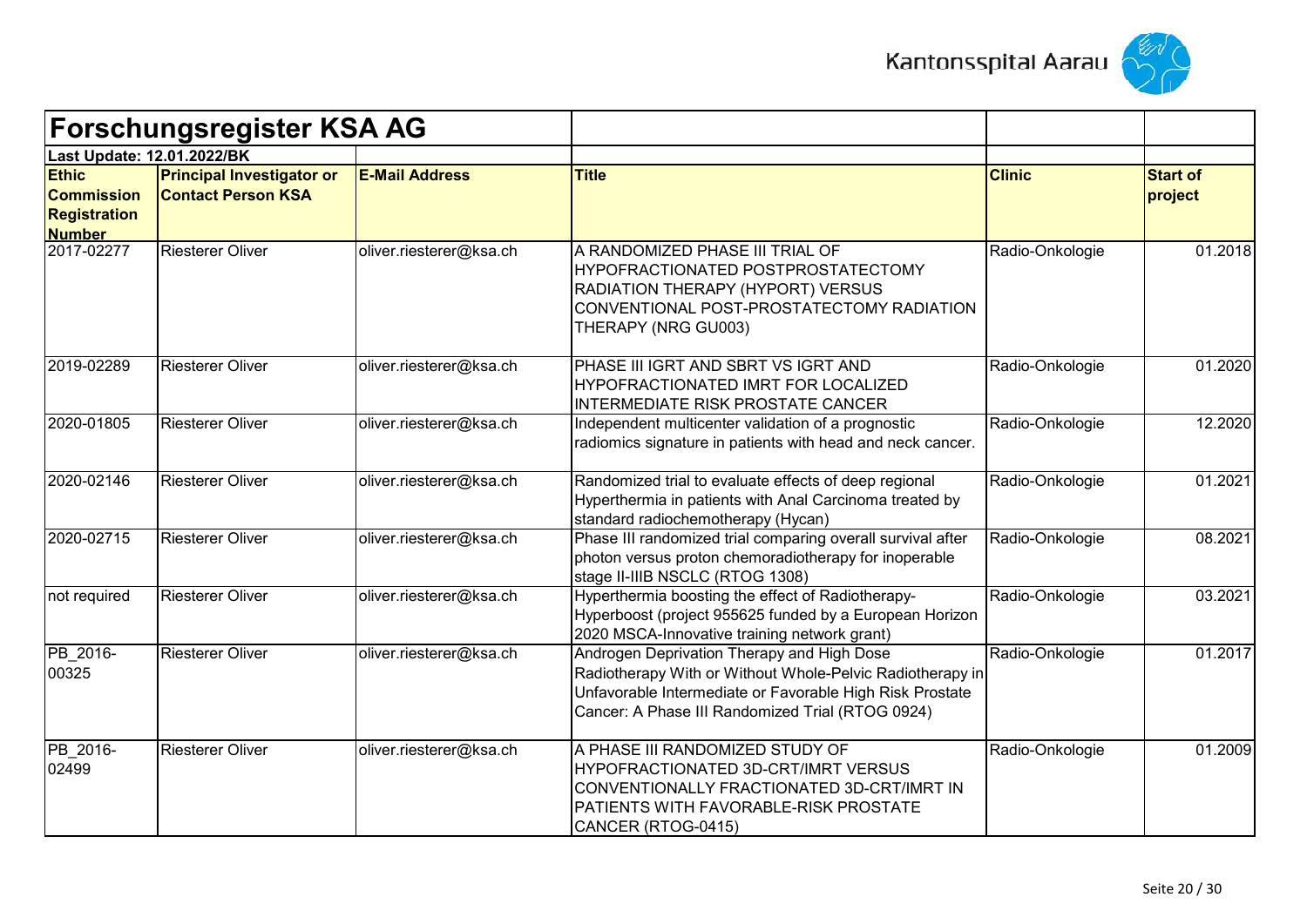# Forschungsregister KSA AG

**Last Update: 12.01.2022/BK**

| Ethic Commission Registration Number | Principal Investigator or Contact Person KSA | E-Mail Address | Title | Clinic | Start of project |
|---|---|---|---|---|---|
| 2017-02277 | Riesterer Oliver | oliver.riesterer@ksa.ch | A RANDOMIZED PHASE III TRIAL OF HYPOFRACTIONATED POSTPROSTATECTOMY RADIATION THERAPY (HYPORT) VERSUS CONVENTIONAL POST-PROSTATECTOMY RADIATION THERAPY (NRG GU003) | Radio-Onkologie | 01.2018 |
| 2019-02289 | Riesterer Oliver | oliver.riesterer@ksa.ch | PHASE III IGRT AND SBRT VS IGRT AND HYPOFRACTIONATED IMRT FOR LOCALIZED INTERMEDIATE RISK PROSTATE CANCER | Radio-Onkologie | 01.2020 |
| 2020-01805 | Riesterer Oliver | oliver.riesterer@ksa.ch | Independent multicenter validation of a prognostic radiomics signature in patients with head and neck cancer. | Radio-Onkologie | 12.2020 |
| 2020-02146 | Riesterer Oliver | oliver.riesterer@ksa.ch | Randomized trial to evaluate effects of deep regional Hyperthermia in patients with Anal Carcinoma treated by standard radiochemotherapy (Hycan) | Radio-Onkologie | 01.2021 |
| 2020-02715 | Riesterer Oliver | oliver.riesterer@ksa.ch | Phase III randomized trial comparing overall survival after photon versus proton chemoradiotherapy for inoperable stage II-IIIB NSCLC (RTOG 1308) | Radio-Onkologie | 08.2021 |
| not required | Riesterer Oliver | oliver.riesterer@ksa.ch | Hyperthermia boosting the effect of Radiotherapy- Hyperboost (project 955625 funded by a European Horizon 2020 MSCA-Innovative training network grant) | Radio-Onkologie | 03.2021 |
| PB_2016-00325 | Riesterer Oliver | oliver.riesterer@ksa.ch | Androgen Deprivation Therapy and High Dose Radiotherapy With or Without Whole-Pelvic Radiotherapy in Unfavorable Intermediate or Favorable High Risk Prostate Cancer: A Phase III Randomized Trial (RTOG 0924) | Radio-Onkologie | 01.2017 |
| PB_2016-02499 | Riesterer Oliver | oliver.riesterer@ksa.ch | A PHASE III RANDOMIZED STUDY OF HYPOFRACTIONATED 3D-CRT/IMRT VERSUS CONVENTIONALLY FRACTIONATED 3D-CRT/IMRT IN PATIENTS WITH FAVORABLE-RISK PROSTATE CANCER (RTOG-0415) | Radio-Onkologie | 01.2009 |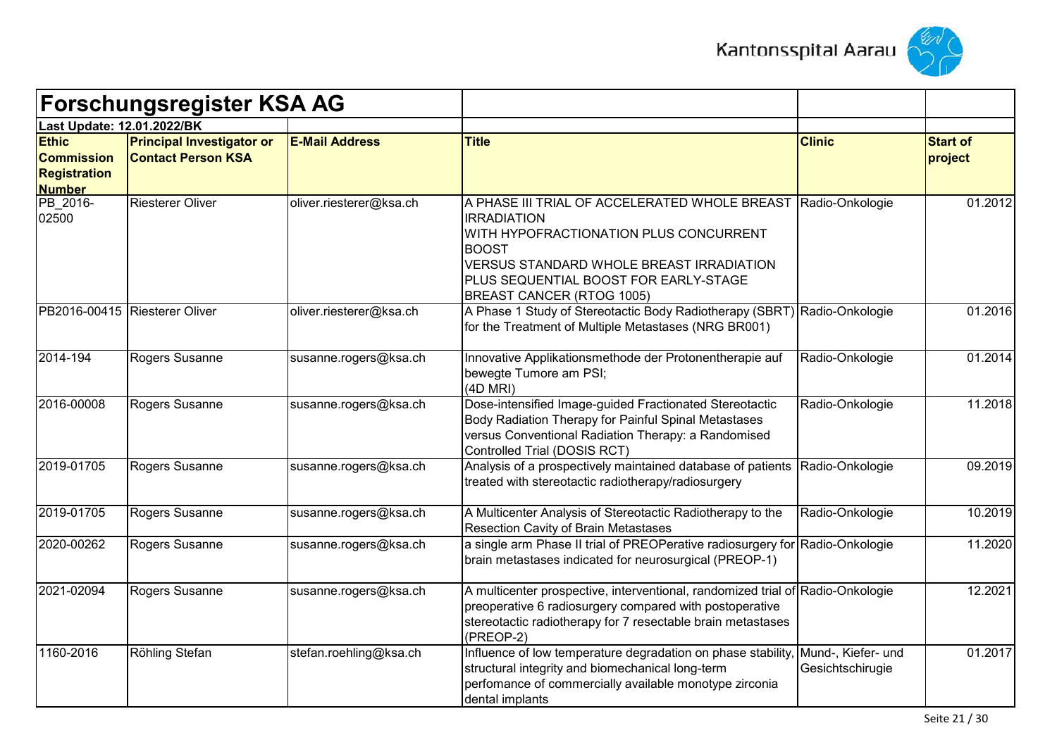# Forschungsregister KSA AG

**Last Update: 12.01.2022/BK**

| Ethic Commission Registration Number | Principal Investigator or Contact Person KSA | E-Mail Address | Title | Clinic | Start of project |
|---|---|---|---|---|---|
| PB_2016-02500 | Riesterer Oliver | oliver.riesterer@ksa.ch | A PHASE III TRIAL OF ACCELERATED WHOLE BREAST IRRADIATION WITH HYPOFRACTIONATION PLUS CONCURRENT BOOST VERSUS STANDARD WHOLE BREAST IRRADIATION PLUS SEQUENTIAL BOOST FOR EARLY-STAGE BREAST CANCER (RTOG 1005) | Radio-Onkologie | 01.2012 |
| PB2016-00415 | Riesterer Oliver | oliver.riesterer@ksa.ch | A Phase 1 Study of Stereotactic Body Radiotherapy (SBRT) for the Treatment of Multiple Metastases (NRG BR001) | Radio-Onkologie | 01.2016 |
| 2014-194 | Rogers Susanne | susanne.rogers@ksa.ch | Innovative Applikationsmethode der Protonentherapie auf bewegte Tumore am PSI; (4D MRI) | Radio-Onkologie | 01.2014 |
| 2016-00008 | Rogers Susanne | susanne.rogers@ksa.ch | Dose-intensified Image-guided Fractionated Stereotactic Body Radiation Therapy for Painful Spinal Metastases versus Conventional Radiation Therapy: a Randomised Controlled Trial (DOSIS RCT) | Radio-Onkologie | 11.2018 |
| 2019-01705 | Rogers Susanne | susanne.rogers@ksa.ch | Analysis of a prospectively maintained database of patients treated with stereotactic radiotherapy/radiosurgery | Radio-Onkologie | 09.2019 |
| 2019-01705 | Rogers Susanne | susanne.rogers@ksa.ch | A Multicenter Analysis of Stereotactic Radiotherapy to the Resection Cavity of Brain Metastases | Radio-Onkologie | 10.2019 |
| 2020-00262 | Rogers Susanne | susanne.rogers@ksa.ch | a single arm Phase II trial of PREOPerative radiosurgery for brain metastases indicated for neurosurgical (PREOP-1) | Radio-Onkologie | 11.2020 |
| 2021-02094 | Rogers Susanne | susanne.rogers@ksa.ch | A multicenter prospective, interventional, randomized trial of preoperative 6 radiosurgery compared with postoperative stereotactic radiotherapy for 7 resectable brain metastases (PREOP-2) | Radio-Onkologie | 12.2021 |
| 1160-2016 | Röhling Stefan | stefan.roehling@ksa.ch | Influence of low temperature degradation on phase stability, structural integrity and biomechanical long-term perfomance of commercially available monotype zirconia dental implants | Mund-, Kiefer- und Gesichtschirugie | 01.2017 |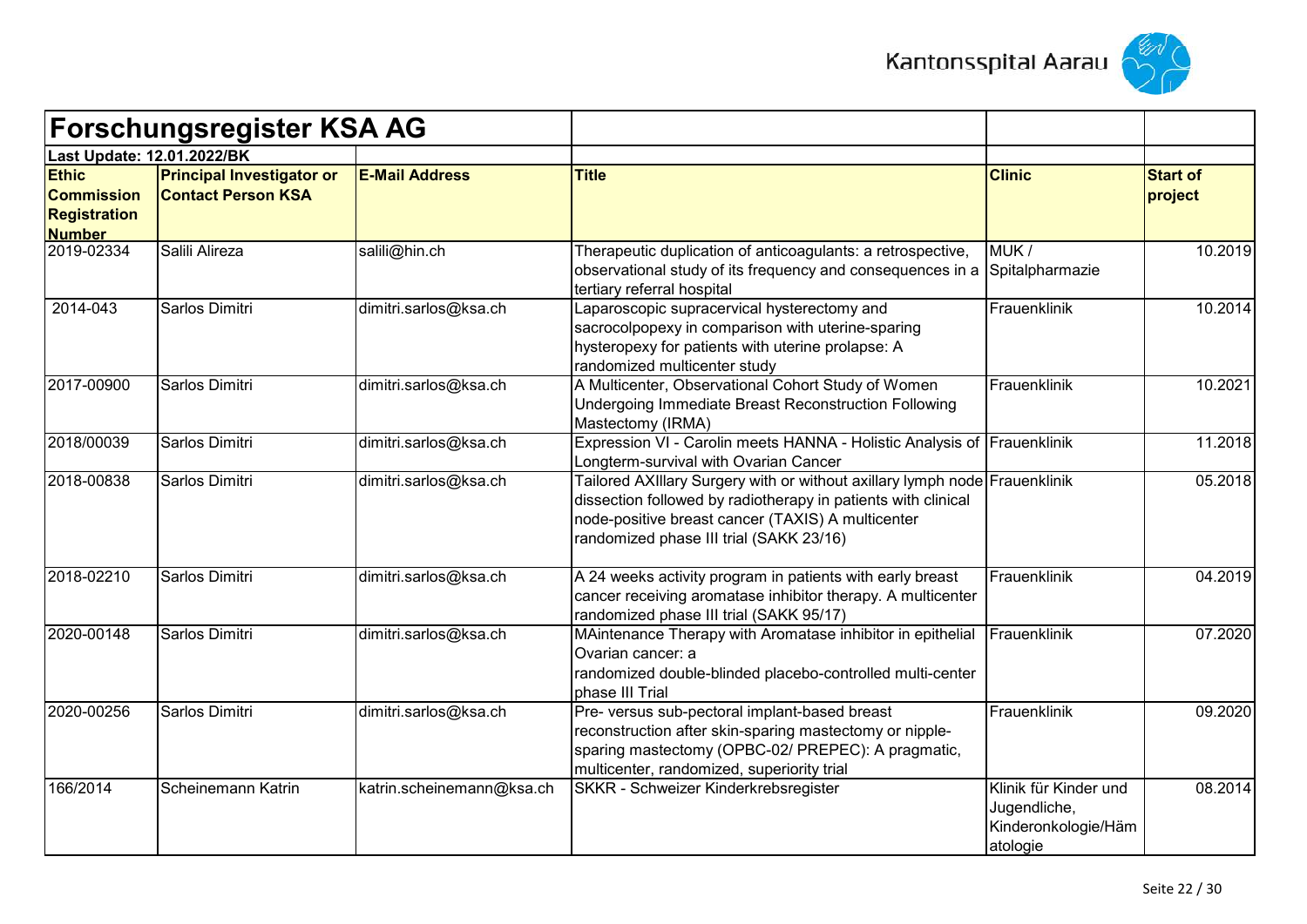# Forschungsregister KSA AG

**Last Update: 12.01.2022/BK**

| Ethic Commission Registration Number | Principal Investigator or Contact Person KSA | E-Mail Address | Title | Clinic | Start of project |
|---|---|---|---|---|---|
| 2019-02334 | Salili Alireza | salili@hin.ch | Therapeutic duplication of anticoagulants: a retrospective, observational study of its frequency and consequences in a tertiary referral hospital | MUK / Spitalpharmazie | 10.2019 |
| 2014-043 | Sarlos Dimitri | dimitri.sarlos@ksa.ch | Laparoscopic supracervical hysterectomy and sacrocolpopexy in comparison with uterine-sparing hysteropexy for patients with uterine prolapse: A randomized multicenter study | Frauenklinik | 10.2014 |
| 2017-00900 | Sarlos Dimitri | dimitri.sarlos@ksa.ch | A Multicenter, Observational Cohort Study of Women Undergoing Immediate Breast Reconstruction Following Mastectomy (IRMA) | Frauenklinik | 10.2021 |
| 2018/00039 | Sarlos Dimitri | dimitri.sarlos@ksa.ch | Expression VI - Carolin meets HANNA - Holistic Analysis of Longterm-survival with Ovarian Cancer | Frauenklinik | 11.2018 |
| 2018-00838 | Sarlos Dimitri | dimitri.sarlos@ksa.ch | Tailored AXIllary Surgery with or without axillary lymph node dissection followed by radiotherapy in patients with clinical node-positive breast cancer (TAXIS) A multicenter randomized phase III trial (SAKK 23/16) | Frauenklinik | 05.2018 |
| 2018-02210 | Sarlos Dimitri | dimitri.sarlos@ksa.ch | A 24 weeks activity program in patients with early breast cancer receiving aromatase inhibitor therapy. A multicenter randomized phase III trial (SAKK 95/17) | Frauenklinik | 04.2019 |
| 2020-00148 | Sarlos Dimitri | dimitri.sarlos@ksa.ch | MAintenance Therapy with Aromatase inhibitor in epithelial Ovarian cancer: a randomized double-blinded placebo-controlled multi-center phase III Trial | Frauenklinik | 07.2020 |
| 2020-00256 | Sarlos Dimitri | dimitri.sarlos@ksa.ch | Pre- versus sub-pectoral implant-based breast reconstruction after skin-sparing mastectomy or nipple-sparing mastectomy (OPBC-02/ PREPEC): A pragmatic, multicenter, randomized, superiority trial | Frauenklinik | 09.2020 |
| 166/2014 | Scheinemann Katrin | katrin.scheinemann@ksa.ch | SKKR - Schweizer Kinderkrebsregister | Klinik für Kinder und Jugendliche, Kinderonkologie/Hämatologie | 08.2014 |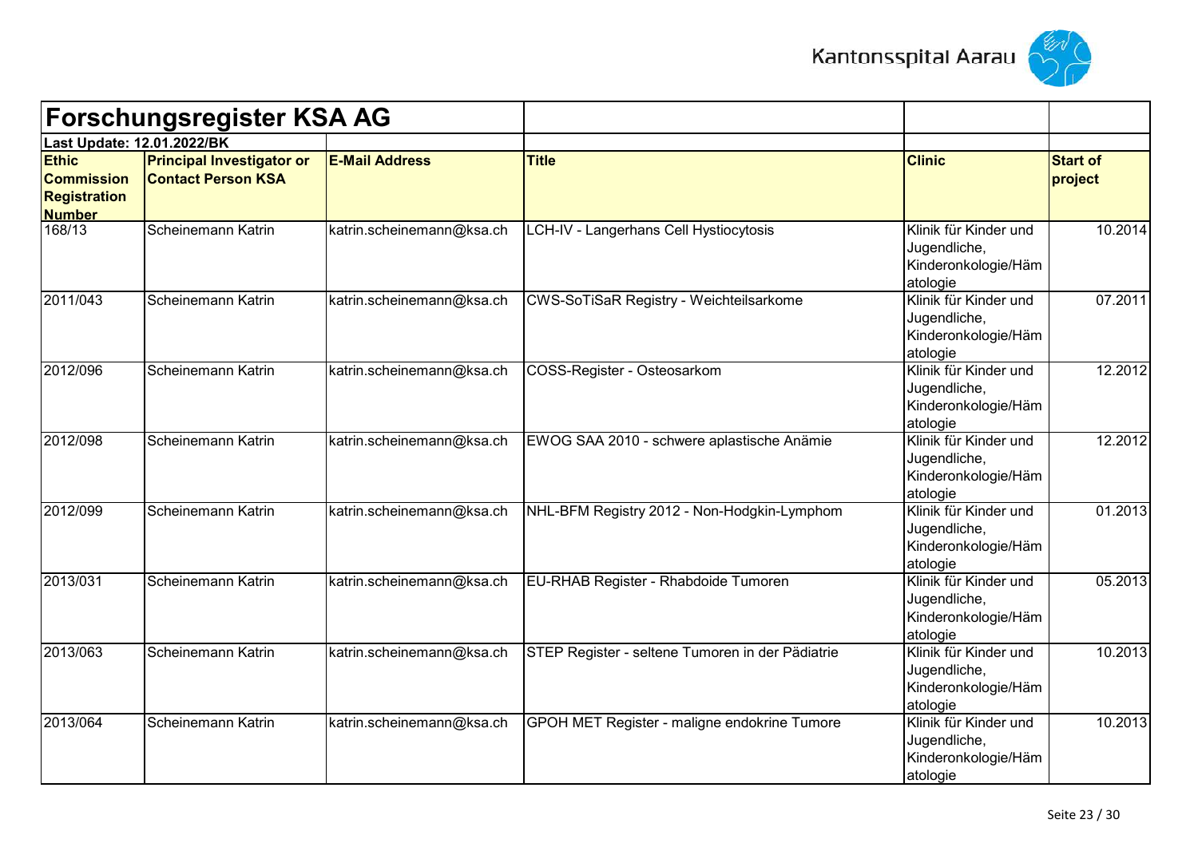# Forschungsregister KSA AG

**Last Update: 12.01.2022/BK**

| Ethic Commission Registration Number | Principal Investigator or Contact Person KSA | E-Mail Address | Title | Clinic | Start of project |
|---|---|---|---|---|---|
| 168/13 | Scheinemann Katrin | katrin.scheinemann@ksa.ch | LCH-IV - Langerhans Cell Hystiocytosis | Klinik für Kinder und Jugendliche, Kinderonkologie/Hämatologie | 10.2014 |
| 2011/043 | Scheinemann Katrin | katrin.scheinemann@ksa.ch | CWS-SoTiSaR Registry - Weichteilsarkome | Klinik für Kinder und Jugendliche, Kinderonkologie/Hämatologie | 07.2011 |
| 2012/096 | Scheinemann Katrin | katrin.scheinemann@ksa.ch | COSS-Register - Osteosarkom | Klinik für Kinder und Jugendliche, Kinderonkologie/Hämatologie | 12.2012 |
| 2012/098 | Scheinemann Katrin | katrin.scheinemann@ksa.ch | EWOG SAA 2010 - schwere aplastische Anämie | Klinik für Kinder und Jugendliche, Kinderonkologie/Hämatologie | 12.2012 |
| 2012/099 | Scheinemann Katrin | katrin.scheinemann@ksa.ch | NHL-BFM Registry 2012 - Non-Hodgkin-Lymphom | Klinik für Kinder und Jugendliche, Kinderonkologie/Hämatologie | 01.2013 |
| 2013/031 | Scheinemann Katrin | katrin.scheinemann@ksa.ch | EU-RHAB Register - Rhabdoide Tumoren | Klinik für Kinder und Jugendliche, Kinderonkologie/Hämatologie | 05.2013 |
| 2013/063 | Scheinemann Katrin | katrin.scheinemann@ksa.ch | STEP Register - seltene Tumoren in der Pädiatrie | Klinik für Kinder und Jugendliche, Kinderonkologie/Hämatologie | 10.2013 |
| 2013/064 | Scheinemann Katrin | katrin.scheinemann@ksa.ch | GPOH MET Register - maligne endokrine Tumore | Klinik für Kinder und Jugendliche, Kinderonkologie/Hämatologie | 10.2013 |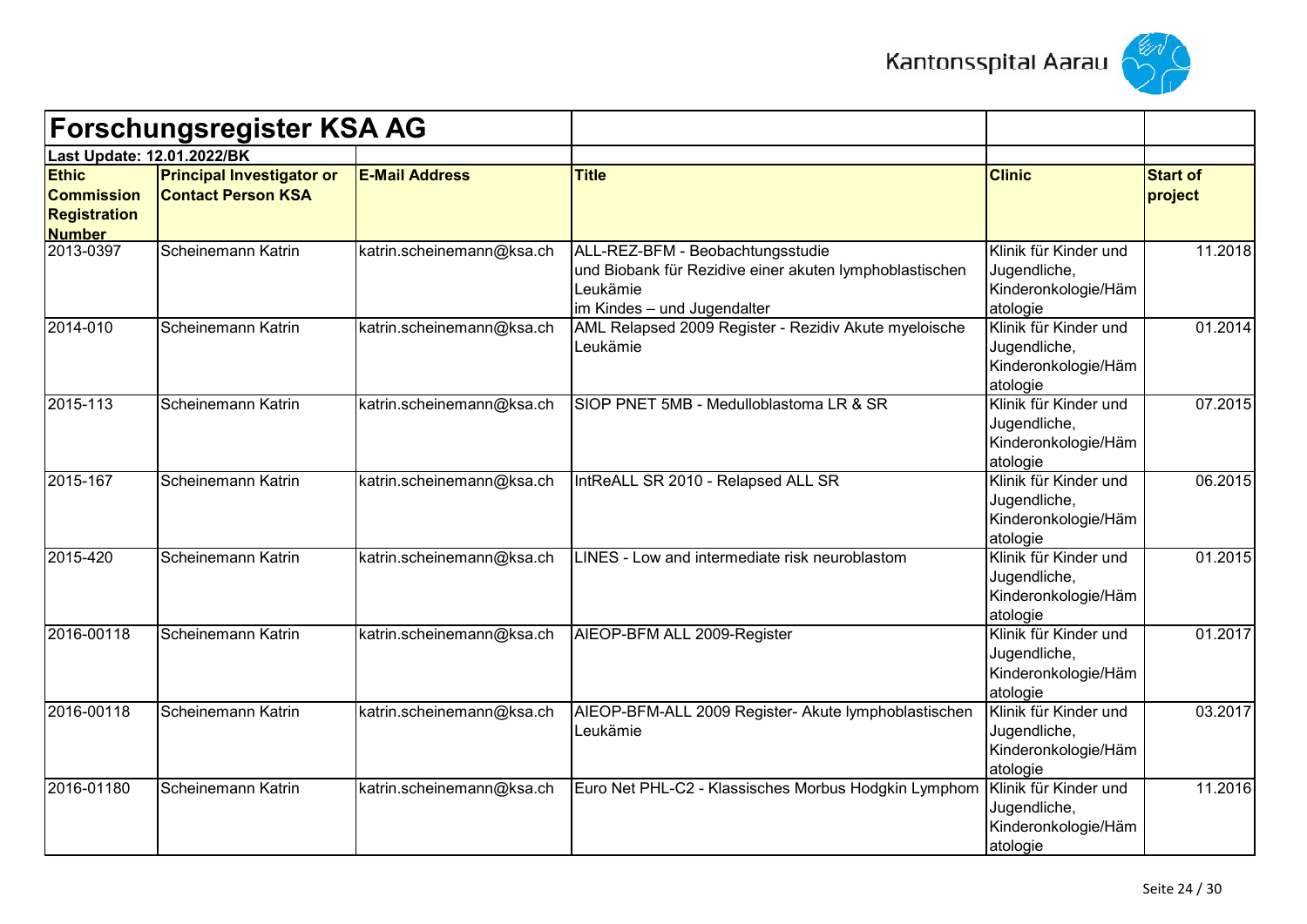# Forschungsregister KSA AG

**Last Update: 12.01.2022/BK**

| Ethic Commission Registration Number | Principal Investigator or Contact Person KSA | E-Mail Address | Title | Clinic | Start of project |
|---|---|---|---|---|---|
| 2013-0397 | Scheinemann Katrin | katrin.scheinemann@ksa.ch | ALL-REZ-BFM - Beobachtungsstudie und Biobank für Rezidive einer akuten lymphoblastischen Leukämie im Kindes – und Jugendalter | Klinik für Kinder und Jugendliche, Kinderonkologie/Hämatologie | 11.2018 |
| 2014-010 | Scheinemann Katrin | katrin.scheinemann@ksa.ch | AML Relapsed 2009 Register - Rezidiv Akute myeloische Leukämie | Klinik für Kinder und Jugendliche, Kinderonkologie/Hämatologie | 01.2014 |
| 2015-113 | Scheinemann Katrin | katrin.scheinemann@ksa.ch | SIOP PNET 5MB - Medulloblastoma LR & SR | Klinik für Kinder und Jugendliche, Kinderonkologie/Hämatologie | 07.2015 |
| 2015-167 | Scheinemann Katrin | katrin.scheinemann@ksa.ch | IntReALL SR 2010 - Relapsed ALL SR | Klinik für Kinder und Jugendliche, Kinderonkologie/Hämatologie | 06.2015 |
| 2015-420 | Scheinemann Katrin | katrin.scheinemann@ksa.ch | LINES - Low and intermediate risk neuroblastom | Klinik für Kinder und Jugendliche, Kinderonkologie/Hämatologie | 01.2015 |
| 2016-00118 | Scheinemann Katrin | katrin.scheinemann@ksa.ch | AIEOP-BFM ALL 2009-Register | Klinik für Kinder und Jugendliche, Kinderonkologie/Hämatologie | 01.2017 |
| 2016-00118 | Scheinemann Katrin | katrin.scheinemann@ksa.ch | AIEOP-BFM-ALL 2009 Register- Akute lymphoblastischen Leukämie | Klinik für Kinder und Jugendliche, Kinderonkologie/Hämatologie | 03.2017 |
| 2016-01180 | Scheinemann Katrin | katrin.scheinemann@ksa.ch | Euro Net PHL-C2 - Klassisches Morbus Hodgkin Lymphom | Klinik für Kinder und Jugendliche, Kinderonkologie/Hämatologie | 11.2016 |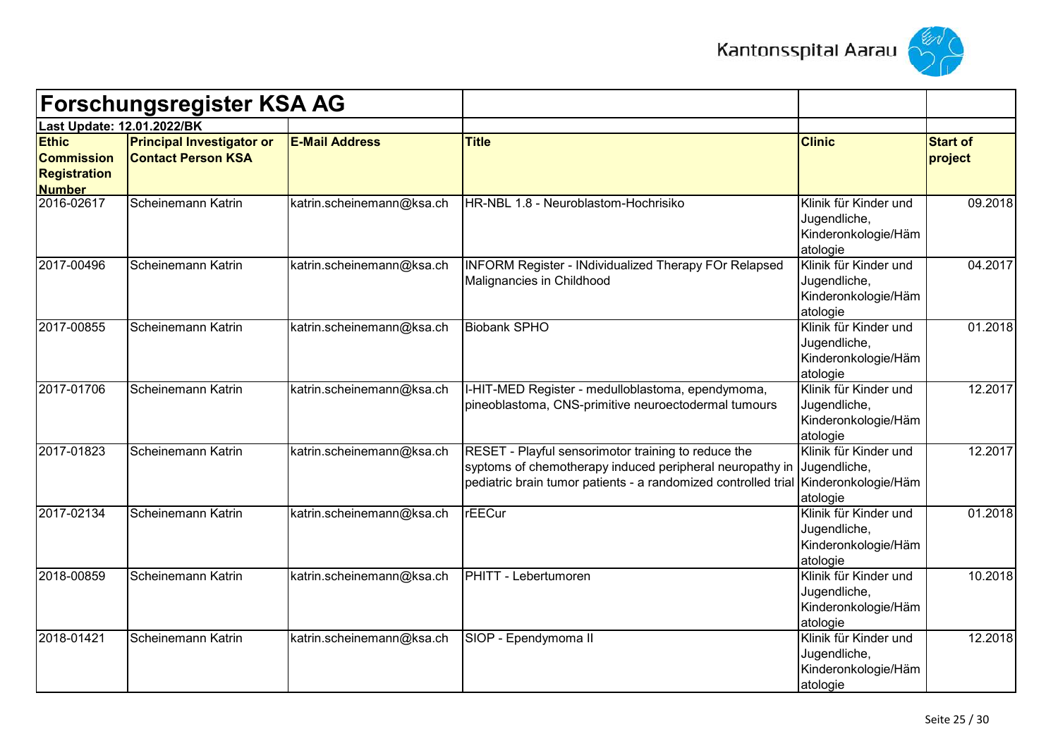# Forschungsregister KSA AG

**Last Update: 12.01.2022/BK**

| Ethic Commission Registration Number | Principal Investigator or Contact Person KSA | E-Mail Address | Title | Clinic | Start of project |
|---|---|---|---|---|---|
| 2016-02617 | Scheinemann Katrin | katrin.scheinemann@ksa.ch | HR-NBL 1.8 - Neuroblastom-Hochrisiko | Klinik für Kinder und Jugendliche, Kinderonkologie/Hämatologie | 09.2018 |
| 2017-00496 | Scheinemann Katrin | katrin.scheinemann@ksa.ch | INFORM Register - INdividualized Therapy FOr Relapsed Malignancies in Childhood | Klinik für Kinder und Jugendliche, Kinderonkologie/Hämatologie | 04.2017 |
| 2017-00855 | Scheinemann Katrin | katrin.scheinemann@ksa.ch | Biobank SPHO | Klinik für Kinder und Jugendliche, Kinderonkologie/Hämatologie | 01.2018 |
| 2017-01706 | Scheinemann Katrin | katrin.scheinemann@ksa.ch | I-HIT-MED Register - medulloblastoma, ependymoma, pineoblastoma, CNS-primitive neuroectodermal tumours | Klinik für Kinder und Jugendliche, Kinderonkologie/Hämatologie | 12.2017 |
| 2017-01823 | Scheinemann Katrin | katrin.scheinemann@ksa.ch | RESET - Playful sensorimotor training to reduce the syptoms of chemotherapy induced peripheral neuropathy in pediatric brain tumor patients - a randomized controlled trial | Klinik für Kinder und Jugendliche, Kinderonkologie/Hämatologie | 12.2017 |
| 2017-02134 | Scheinemann Katrin | katrin.scheinemann@ksa.ch | rEECur | Klinik für Kinder und Jugendliche, Kinderonkologie/Hämatologie | 01.2018 |
| 2018-00859 | Scheinemann Katrin | katrin.scheinemann@ksa.ch | PHITT - Lebertumoren | Klinik für Kinder und Jugendliche, Kinderonkologie/Hämatologie | 10.2018 |
| 2018-01421 | Scheinemann Katrin | katrin.scheinemann@ksa.ch | SIOP - Ependymoma II | Klinik für Kinder und Jugendliche, Kinderonkologie/Hämatologie | 12.2018 |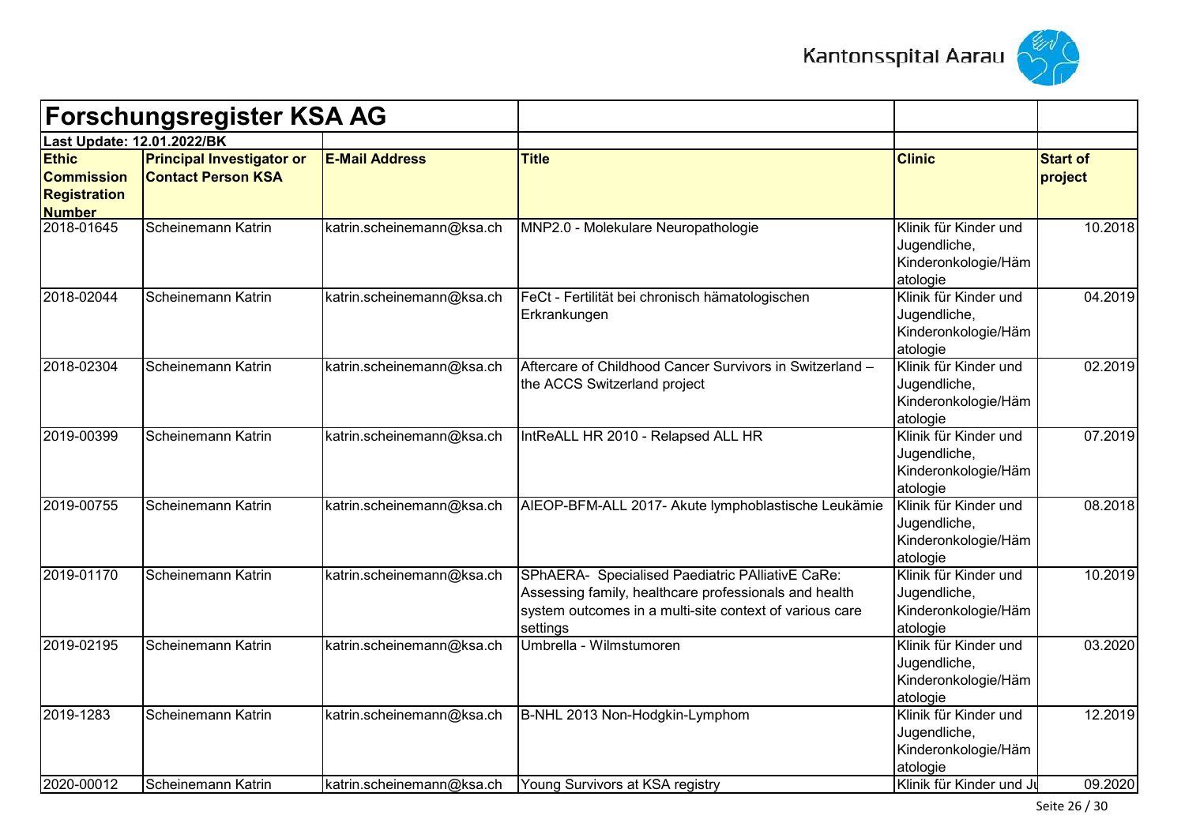# Forschungsregister KSA AG

**Last Update: 12.01.2022/BK**

| Ethic Commission Registration Number | Principal Investigator or Contact Person KSA | E-Mail Address | Title | Clinic | Start of project |
|---|---|---|---|---|---|
| 2018-01645 | Scheinemann Katrin | katrin.scheinemann@ksa.ch | MNP2.0 - Molekulare Neuropathologie | Klinik für Kinder und Jugendliche, Kinderonkologie/Hämatologie | 10.2018 |
| 2018-02044 | Scheinemann Katrin | katrin.scheinemann@ksa.ch | FeCt - Fertilität bei chronisch hämatologischen Erkrankungen | Klinik für Kinder und Jugendliche, Kinderonkologie/Hämatologie | 04.2019 |
| 2018-02304 | Scheinemann Katrin | katrin.scheinemann@ksa.ch | Aftercare of Childhood Cancer Survivors in Switzerland – the ACCS Switzerland project | Klinik für Kinder und Jugendliche, Kinderonkologie/Hämatologie | 02.2019 |
| 2019-00399 | Scheinemann Katrin | katrin.scheinemann@ksa.ch | IntReALL HR 2010 - Relapsed ALL HR | Klinik für Kinder und Jugendliche, Kinderonkologie/Hämatologie | 07.2019 |
| 2019-00755 | Scheinemann Katrin | katrin.scheinemann@ksa.ch | AIEOP-BFM-ALL 2017- Akute lymphoblastische Leukämie | Klinik für Kinder und Jugendliche, Kinderonkologie/Hämatologie | 08.2018 |
| 2019-01170 | Scheinemann Katrin | katrin.scheinemann@ksa.ch | SPhAERA- Specialised Paediatric PAlliativE CaRe: Assessing family, healthcare professionals and health system outcomes in a multi-site context of various care settings | Klinik für Kinder und Jugendliche, Kinderonkologie/Hämatologie | 10.2019 |
| 2019-02195 | Scheinemann Katrin | katrin.scheinemann@ksa.ch | Umbrella - Wilmstumoren | Klinik für Kinder und Jugendliche, Kinderonkologie/Hämatologie | 03.2020 |
| 2019-1283 | Scheinemann Katrin | katrin.scheinemann@ksa.ch | B-NHL 2013 Non-Hodgkin-Lymphom | Klinik für Kinder und Jugendliche, Kinderonkologie/Hämatologie | 12.2019 |
| 2020-00012 | Scheinemann Katrin | katrin.scheinemann@ksa.ch | Young Survivors at KSA registry | Klinik für Kinder und Ju | 09.2020 |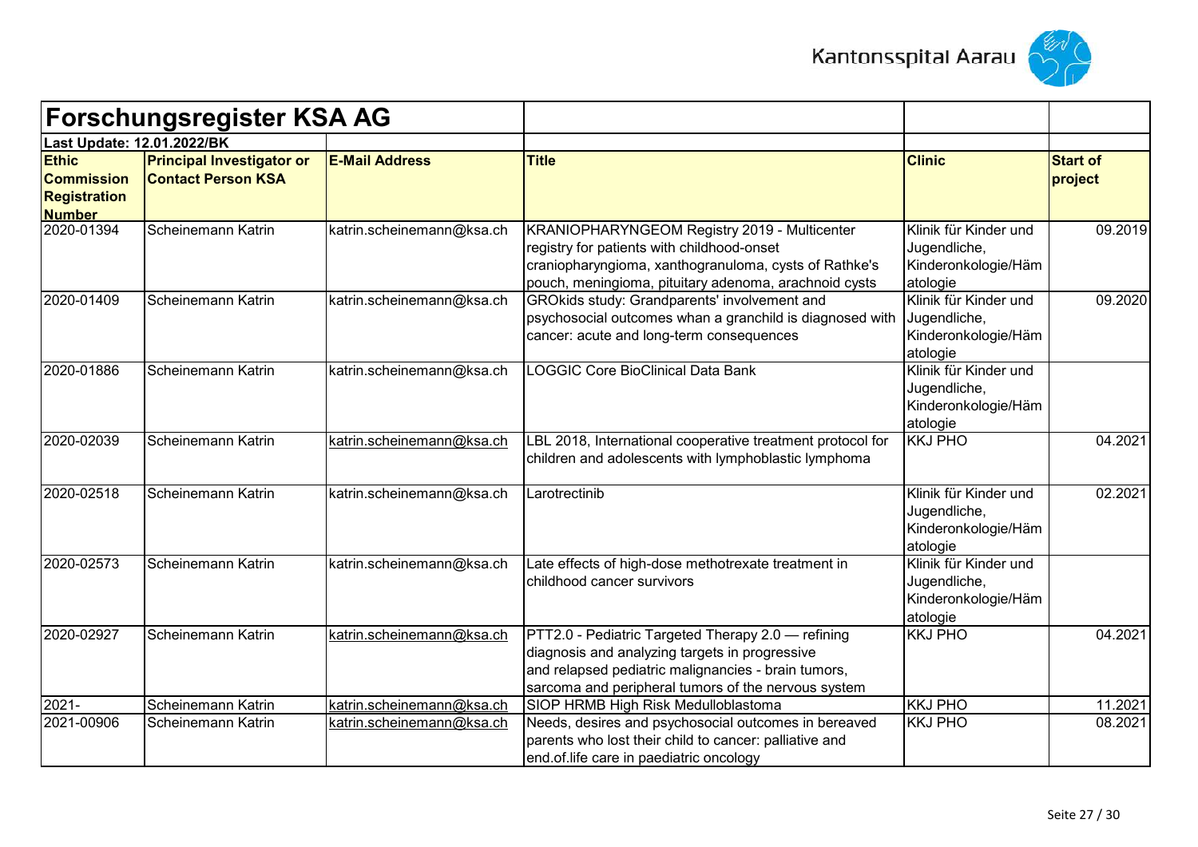# Forschungsregister KSA AG

**Last Update: 12.01.2022/BK**

| Ethic Commission Registration Number | Principal Investigator or Contact Person KSA | E-Mail Address | Title | Clinic | Start of project |
|---|---|---|---|---|---|
| 2020-01394 | Scheinemann Katrin | katrin.scheinemann@ksa.ch | KRANIOPHARYNGEOM Registry 2019 - Multicenter registry for patients with childhood-onset craniopharyngioma, xanthogranuloma, cysts of Rathke's pouch, meningioma, pituitary adenoma, arachnoid cysts | Klinik für Kinder und Jugendliche, Kinderonkologie/Hämatologie | 09.2019 |
| 2020-01409 | Scheinemann Katrin | katrin.scheinemann@ksa.ch | GROkids study: Grandparents' involvement and psychosocial outcomes whan a granchild is diagnosed with cancer: acute and long-term consequences | Klinik für Kinder und Jugendliche, Kinderonkologie/Hämatologie | 09.2020 |
| 2020-01886 | Scheinemann Katrin | katrin.scheinemann@ksa.ch | LOGGIC Core BioClinical Data Bank | Klinik für Kinder und Jugendliche, Kinderonkologie/Hämatologie | |
| 2020-02039 | Scheinemann Katrin | katrin.scheinemann@ksa.ch | LBL 2018, International cooperative treatment protocol for children and adolescents with lymphoblastic lymphoma | KKJ PHO | 04.2021 |
| 2020-02518 | Scheinemann Katrin | katrin.scheinemann@ksa.ch | Larotrectinib | Klinik für Kinder und Jugendliche, Kinderonkologie/Hämatologie | 02.2021 |
| 2020-02573 | Scheinemann Katrin | katrin.scheinemann@ksa.ch | Late effects of high-dose methotrexate treatment in childhood cancer survivors | Klinik für Kinder und Jugendliche, Kinderonkologie/Hämatologie | |
| 2020-02927 | Scheinemann Katrin | katrin.scheinemann@ksa.ch | PTT2.0 - Pediatric Targeted Therapy 2.0 — refining diagnosis and analyzing targets in progressive and relapsed pediatric malignancies - brain tumors, sarcoma and peripheral tumors of the nervous system | KKJ PHO | 04.2021 |
| 2021- | Scheinemann Katrin | katrin.scheinemann@ksa.ch | SIOP HRMB High Risk Medulloblastoma | KKJ PHO | 11.2021 |
| 2021-00906 | Scheinemann Katrin | katrin.scheinemann@ksa.ch | Needs, desires and psychosocial outcomes in bereaved parents who lost their child to cancer: palliative and end.of.life care in paediatric oncology | KKJ PHO | 08.2021 |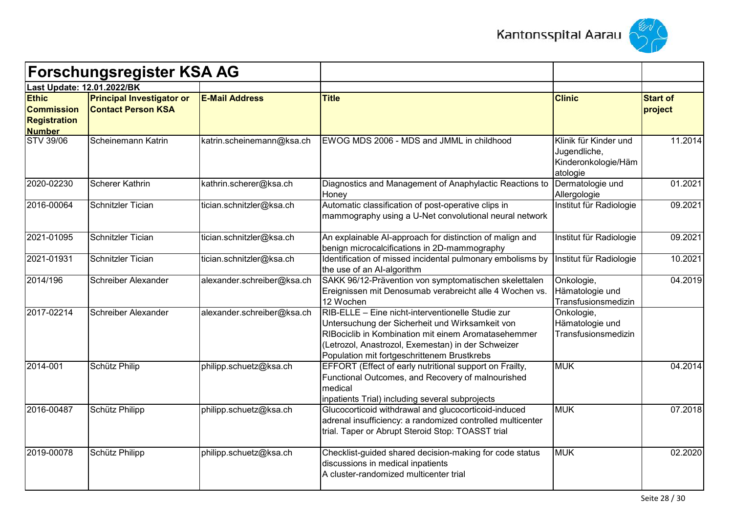# Forschungsregister KSA AG

**Last Update: 12.01.2022/BK**

| Ethic Commission Registration Number | Principal Investigator or Contact Person KSA | E-Mail Address | Title | Clinic | Start of project |
|---|---|---|---|---|---|
| STV 39/06 | Scheinemann Katrin | katrin.scheinemann@ksa.ch | EWOG MDS 2006 - MDS and JMML in childhood | Klinik für Kinder und Jugendliche, Kinderonkologie/Hämatologie | 11.2014 |
| 2020-02230 | Scherer Kathrin | kathrin.scherer@ksa.ch | Diagnostics and Management of Anaphylactic Reactions to Honey | Dermatologie und Allergologie | 01.2021 |
| 2016-00064 | Schnitzler Tician | tician.schnitzler@ksa.ch | Automatic classification of post-operative clips in mammography using a U-Net convolutional neural network | Institut für Radiologie | 09.2021 |
| 2021-01095 | Schnitzler Tician | tician.schnitzler@ksa.ch | An explainable AI-approach for distinction of malign and benign microcalcifications in 2D-mammography | Institut für Radiologie | 09.2021 |
| 2021-01931 | Schnitzler Tician | tician.schnitzler@ksa.ch | Identification of missed incidental pulmonary embolisms by the use of an AI-algorithm | Institut für Radiologie | 10.2021 |
| 2014/196 | Schreiber Alexander | alexander.schreiber@ksa.ch | SAKK 96/12-Prävention von symptomatischen skelettalen Ereignissen mit Denosumab verabreicht alle 4 Wochen vs. 12 Wochen | Onkologie, Hämatologie und Transfusionsmedizin | 04.2019 |
| 2017-02214 | Schreiber Alexander | alexander.schreiber@ksa.ch | RIB-ELLE – Eine nicht-interventionelle Studie zur Untersuchung der Sicherheit und Wirksamkeit von RIBociclib in Kombination mit einem Aromatasehemmer (Letrozol, Anastrozol, Exemestan) in der Schweizer Population mit fortgeschrittenem Brustkrebs | Onkologie, Hämatologie und Transfusionsmedizin | |
| 2014-001 | Schütz Philip | philipp.schuetz@ksa.ch | EFFORT (Effect of early nutritional support on Frailty, Functional Outcomes, and Recovery of malnourished medical inpatients Trial) including several subprojects | MUK | 04.2014 |
| 2016-00487 | Schütz Philipp | philipp.schuetz@ksa.ch | Glucocorticoid withdrawal and glucocorticoid-induced adrenal insufficiency: a randomized controlled multicenter trial. Taper or Abrupt Steroid Stop: TOASST trial | MUK | 07.2018 |
| 2019-00078 | Schütz Philipp | philipp.schuetz@ksa.ch | Checklist-guided shared decision-making for code status discussions in medical inpatients A cluster-randomized multicenter trial | MUK | 02.2020 |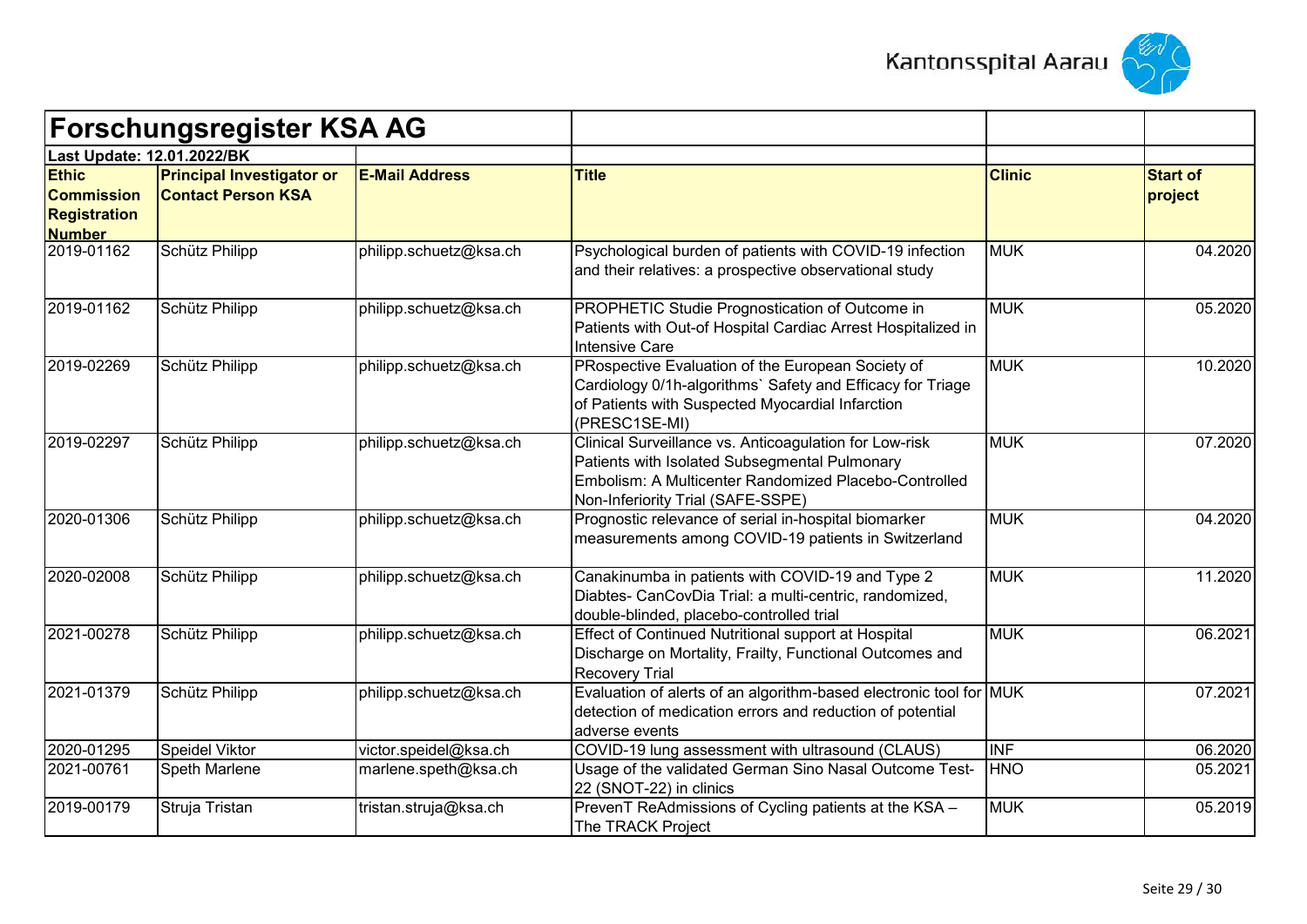# Forschungsregister KSA AG

**Last Update: 12.01.2022/BK**

| Ethic Commission Registration Number | Principal Investigator or Contact Person KSA | E-Mail Address | Title | Clinic | Start of project |
|---|---|---|---|---|---|
| 2019-01162 | Schütz Philipp | philipp.schuetz@ksa.ch | Psychological burden of patients with COVID-19 infection and their relatives: a prospective observational study | MUK | 04.2020 |
| 2019-01162 | Schütz Philipp | philipp.schuetz@ksa.ch | PROPHETIC Studie Prognostication of Outcome in Patients with Out-of Hospital Cardiac Arrest Hospitalized in Intensive Care | MUK | 05.2020 |
| 2019-02269 | Schütz Philipp | philipp.schuetz@ksa.ch | PRospective Evaluation of the European Society of Cardiology 0/1h-algorithms` Safety and Efficacy for Triage of Patients with Suspected Myocardial Infarction (PRESC1SE-MI) | MUK | 10.2020 |
| 2019-02297 | Schütz Philipp | philipp.schuetz@ksa.ch | Clinical Surveillance vs. Anticoagulation for Low-risk Patients with Isolated Subsegmental Pulmonary Embolism: A Multicenter Randomized Placebo-Controlled Non-Inferiority Trial (SAFE-SSPE) | MUK | 07.2020 |
| 2020-01306 | Schütz Philipp | philipp.schuetz@ksa.ch | Prognostic relevance of serial in-hospital biomarker measurements among COVID-19 patients in Switzerland | MUK | 04.2020 |
| 2020-02008 | Schütz Philipp | philipp.schuetz@ksa.ch | Canakinumba in patients with COVID-19 and Type 2 Diabtes- CanCovDia Trial: a multi-centric, randomized, double-blinded, placebo-controlled trial | MUK | 11.2020 |
| 2021-00278 | Schütz Philipp | philipp.schuetz@ksa.ch | Effect of Continued Nutritional support at Hospital Discharge on Mortality, Frailty, Functional Outcomes and Recovery Trial | MUK | 06.2021 |
| 2021-01379 | Schütz Philipp | philipp.schuetz@ksa.ch | Evaluation of alerts of an algorithm-based electronic tool for detection of medication errors and reduction of potential adverse events | MUK | 07.2021 |
| 2020-01295 | Speidel Viktor | victor.speidel@ksa.ch | COVID-19 lung assessment with ultrasound (CLAUS) | INF | 06.2020 |
| 2021-00761 | Speth Marlene | marlene.speth@ksa.ch | Usage of the validated German Sino Nasal Outcome Test-22 (SNOT-22) in clinics | HNO | 05.2021 |
| 2019-00179 | Struja Tristan | tristan.struja@ksa.ch | PrevenT ReAdmissions of Cycling patients at the KSA – The TRACK Project | MUK | 05.2019 |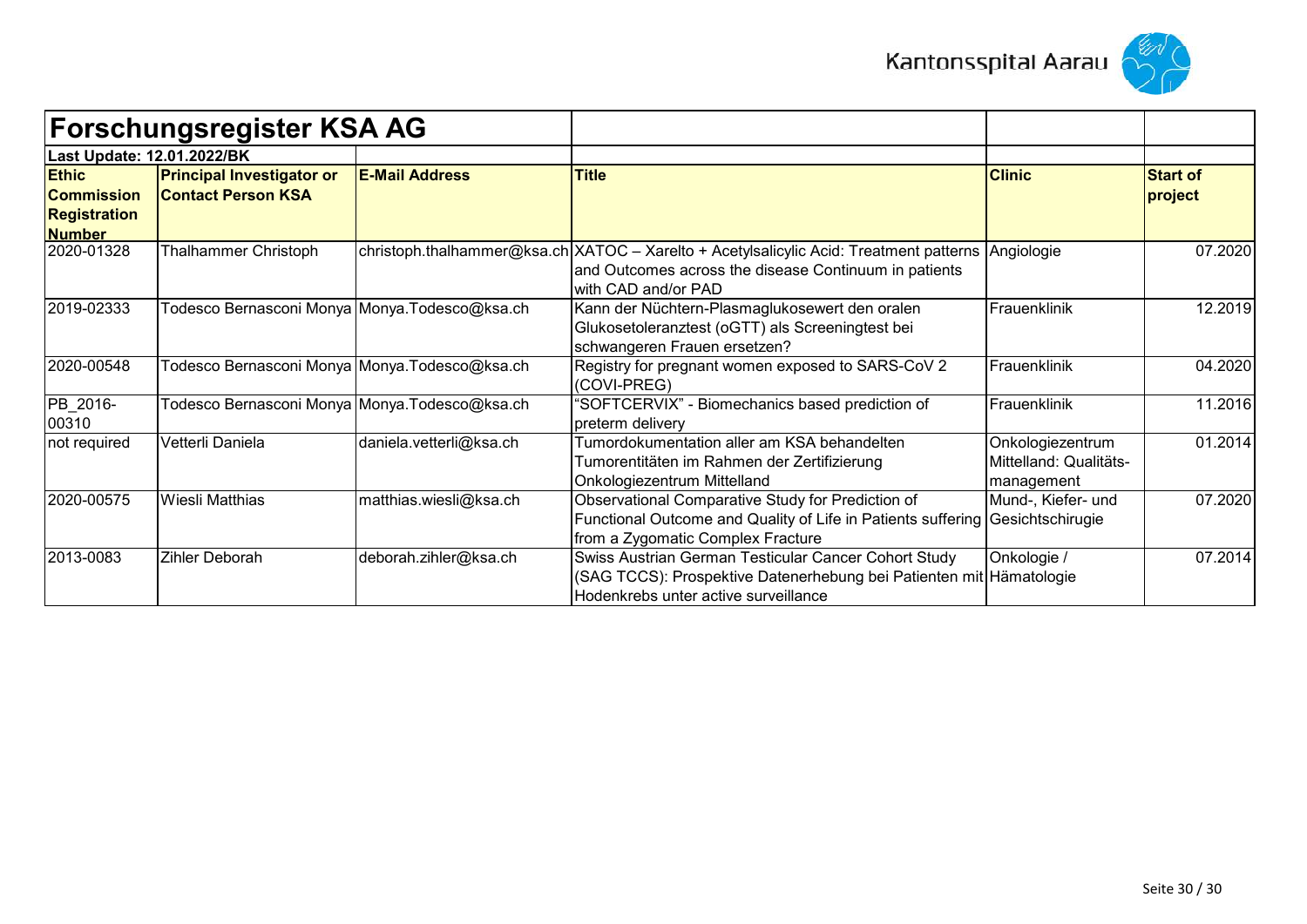# Forschungsregister KSA AG

**Last Update: 12.01.2022/BK**

| Ethic Commission Registration Number | Principal Investigator or Contact Person KSA | E-Mail Address | Title | Clinic | Start of project |
|---|---|---|---|---|---|
| 2020-01328 | Thalhammer Christoph | christoph.thalhammer@ksa.ch | XATOC – Xarelto + Acetylsalicylic Acid: Treatment patterns and Outcomes across the disease Continuum in patients with CAD and/or PAD | Angiologie | 07.2020 |
| 2019-02333 | Todesco Bernasconi Monya | Monya.Todesco@ksa.ch | Kann der Nüchtern-Plasmaglukosewert den oralen Glukosetoleranztest (oGTT) als Screeningtest bei schwangeren Frauen ersetzen? | Frauenklinik | 12.2019 |
| 2020-00548 | Todesco Bernasconi Monya | Monya.Todesco@ksa.ch | Registry for pregnant women exposed to SARS-CoV 2 (COVI-PREG) | Frauenklinik | 04.2020 |
| PB_2016-00310 | Todesco Bernasconi Monya | Monya.Todesco@ksa.ch | "SOFTCERVIX" - Biomechanics based prediction of preterm delivery | Frauenklinik | 11.2016 |
| not required | Vetterli Daniela | daniela.vetterli@ksa.ch | Tumordokumentation aller am KSA behandelten Tumorentitäten im Rahmen der Zertifizierung Onkologiezentrum Mittelland | Onkologiezentrum Mittelland: Qualitäts-management | 01.2014 |
| 2020-00575 | Wiesli Matthias | matthias.wiesli@ksa.ch | Observational Comparative Study for Prediction of Functional Outcome and Quality of Life in Patients suffering from a Zygomatic Complex Fracture | Mund-, Kiefer- und Gesichtschirugie | 07.2020 |
| 2013-0083 | Zihler Deborah | deborah.zihler@ksa.ch | Swiss Austrian German Testicular Cancer Cohort Study (SAG TCCS): Prospektive Datenerhebung bei Patienten mit Hodenkrebs unter active surveillance | Onkologie / Hämatologie | 07.2014 |